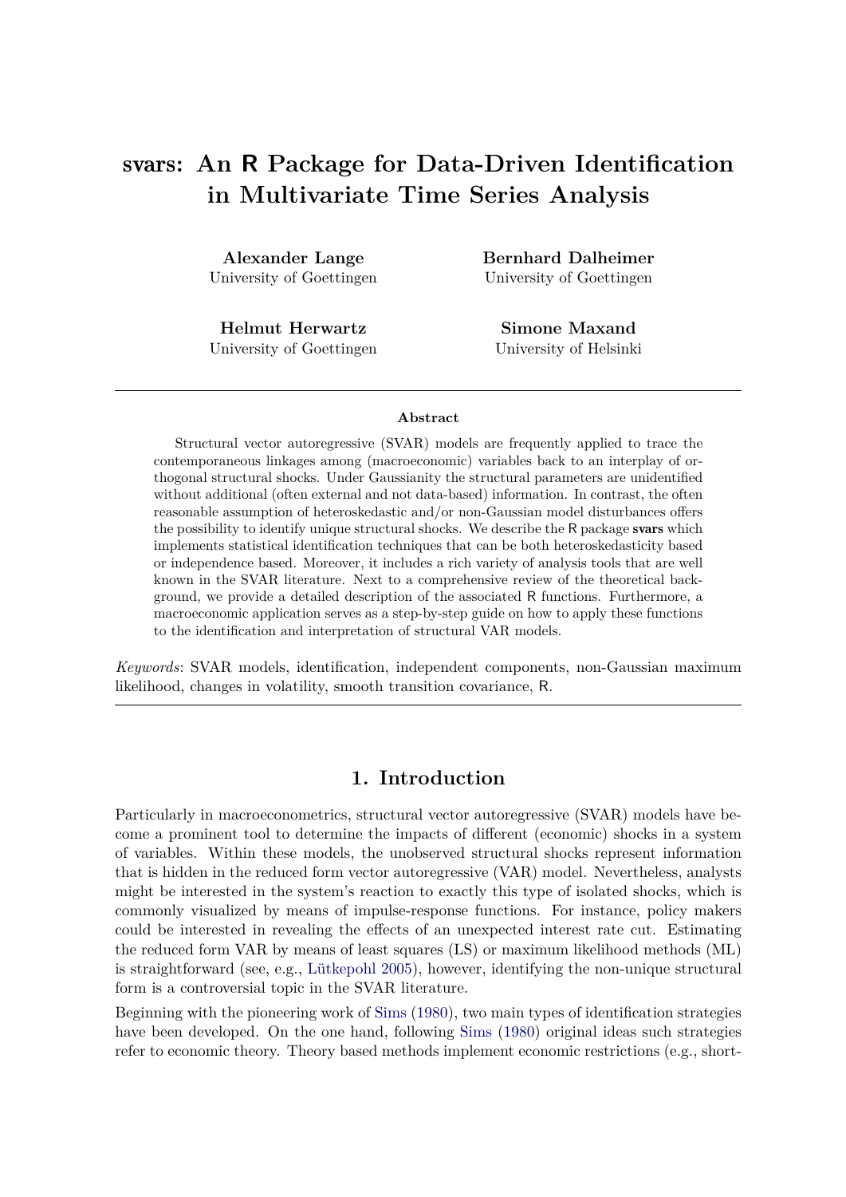# svars: An R Package for Data-Driven Identification in Multivariate Time Series Analysis

**Alexander Lange**
University of Goettingen

**Bernhard Dalheimer**
University of Goettingen

**Helmut Herwartz**
University of Goettingen

**Simone Maxand**
University of Helsinki

---

**Abstract**

Structural vector autoregressive (SVAR) models are frequently applied to trace the contemporaneous linkages among (macroeconomic) variables back to an interplay of orthogonal structural shocks. Under Gaussianity the structural parameters are unidentified without additional (often external and not data-based) information. In contrast, the often reasonable assumption of heteroskedastic and/or non-Gaussian model disturbances offers the possibility to identify unique structural shocks. We describe the R package **svars** which implements statistical identification techniques that can be both heteroskedasticity based or independence based. Moreover, it includes a rich variety of analysis tools that are well known in the SVAR literature. Next to a comprehensive review of the theoretical background, we provide a detailed description of the associated R functions. Furthermore, a macroeconomic application serves as a step-by-step guide on how to apply these functions to the identification and interpretation of structural VAR models.

*Keywords*: SVAR models, identification, independent components, non-Gaussian maximum likelihood, changes in volatility, smooth transition covariance, R.

---

## 1. Introduction

Particularly in macroeconometrics, structural vector autoregressive (SVAR) models have become a prominent tool to determine the impacts of different (economic) shocks in a system of variables. Within these models, the unobserved structural shocks represent information that is hidden in the reduced form vector autoregressive (VAR) model. Nevertheless, analysts might be interested in the system's reaction to exactly this type of isolated shocks, which is commonly visualized by means of impulse-response functions. For instance, policy makers could be interested in revealing the effects of an unexpected interest rate cut. Estimating the reduced form VAR by means of least squares (LS) or maximum likelihood methods (ML) is straightforward (see, e.g., Lütkepohl 2005), however, identifying the non-unique structural form is a controversial topic in the SVAR literature.

Beginning with the pioneering work of Sims (1980), two main types of identification strategies have been developed. On the one hand, following Sims (1980) original ideas such strategies refer to economic theory. Theory based methods implement economic restrictions (e.g., short-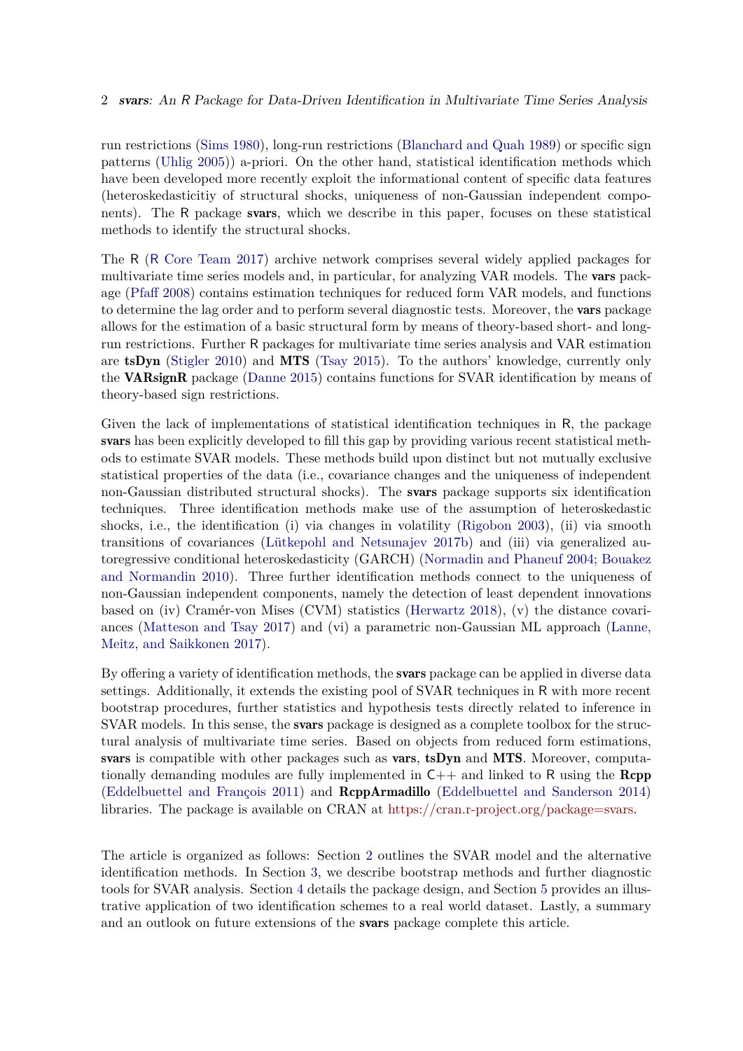run restrictions (Sims 1980), long-run restrictions (Blanchard and Quah 1989) or specific sign patterns (Uhlig 2005)) a-priori. On the other hand, statistical identification methods which have been developed more recently exploit the informational content of specific data features (heteroskedasticitiy of structural shocks, uniqueness of non-Gaussian independent components). The R package **svars**, which we describe in this paper, focuses on these statistical methods to identify the structural shocks.

The R (R Core Team 2017) archive network comprises several widely applied packages for multivariate time series models and, in particular, for analyzing VAR models. The **vars** package (Pfaff 2008) contains estimation techniques for reduced form VAR models, and functions to determine the lag order and to perform several diagnostic tests. Moreover, the **vars** package allows for the estimation of a basic structural form by means of theory-based short- and long-run restrictions. Further R packages for multivariate time series analysis and VAR estimation are **tsDyn** (Stigler 2010) and **MTS** (Tsay 2015). To the authors' knowledge, currently only the **VARsignR** package (Danne 2015) contains functions for SVAR identification by means of theory-based sign restrictions.

Given the lack of implementations of statistical identification techniques in R, the package **svars** has been explicitly developed to fill this gap by providing various recent statistical methods to estimate SVAR models. These methods build upon distinct but not mutually exclusive statistical properties of the data (i.e., covariance changes and the uniqueness of independent non-Gaussian distributed structural shocks). The **svars** package supports six identification techniques. Three identification methods make use of the assumption of heteroskedastic shocks, i.e., the identification (i) via changes in volatility (Rigobon 2003), (ii) via smooth transitions of covariances (Lütkepohl and Netsunajev 2017b) and (iii) via generalized autoregressive conditional heteroskedasticity (GARCH) (Normadin and Phaneuf 2004; Bouakez and Normandin 2010). Three further identification methods connect to the uniqueness of non-Gaussian independent components, namely the detection of least dependent innovations based on (iv) Cramér-von Mises (CVM) statistics (Herwartz 2018), (v) the distance covariances (Matteson and Tsay 2017) and (vi) a parametric non-Gaussian ML approach (Lanne, Meitz, and Saikkonen 2017).

By offering a variety of identification methods, the **svars** package can be applied in diverse data settings. Additionally, it extends the existing pool of SVAR techniques in R with more recent bootstrap procedures, further statistics and hypothesis tests directly related to inference in SVAR models. In this sense, the **svars** package is designed as a complete toolbox for the structural analysis of multivariate time series. Based on objects from reduced form estimations, **svars** is compatible with other packages such as **vars**, **tsDyn** and **MTS**. Moreover, computationally demanding modules are fully implemented in C++ and linked to R using the **Rcpp** (Eddelbuettel and François 2011) and **RcppArmadillo** (Eddelbuettel and Sanderson 2014) libraries. The package is available on CRAN at https://cran.r-project.org/package=svars.

The article is organized as follows: Section 2 outlines the SVAR model and the alternative identification methods. In Section 3, we describe bootstrap methods and further diagnostic tools for SVAR analysis. Section 4 details the package design, and Section 5 provides an illustrative application of two identification schemes to a real world dataset. Lastly, a summary and an outlook on future extensions of the **svars** package complete this article.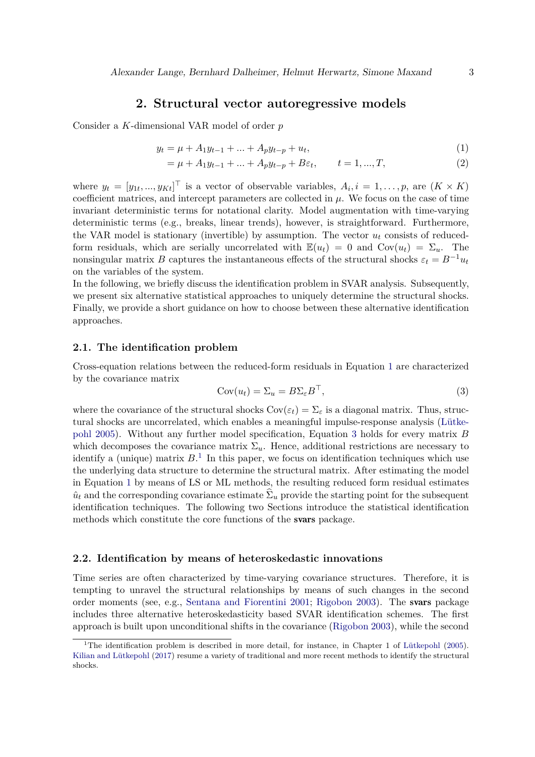## 2. Structural vector autoregressive models

Consider a $K$-dimensional VAR model of order $p$

$$
\begin{aligned}
y_t &= \mu + A_1 y_{t-1} + ... + A_p y_{t-p} + u_t, && (1)\\
&= \mu + A_1 y_{t-1} + ... + A_p y_{t-p} + B\varepsilon_t, \qquad t = 1, ..., T, && (2)
\end{aligned}
$$

where $y_t = [y_{1t}, ..., y_{Kt}]^\top$ is a vector of observable variables, $A_i, i = 1, \ldots, p$, are $(K \times K)$ coefficient matrices, and intercept parameters are collected in $\mu$. We focus on the case of time invariant deterministic terms for notational clarity. Model augmentation with time-varying deterministic terms (e.g., breaks, linear trends), however, is straightforward. Furthermore, the VAR model is stationary (invertible) by assumption. The vector $u_t$ consists of reduced-form residuals, which are serially uncorrelated with $\mathbb{E}(u_t) = 0$ and $\mathrm{Cov}(u_t) = \Sigma_u$. The nonsingular matrix $B$ captures the instantaneous effects of the structural shocks $\varepsilon_t = B^{-1} u_t$ on the variables of the system.

In the following, we briefly discuss the identification problem in SVAR analysis. Subsequently, we present six alternative statistical approaches to uniquely determine the structural shocks. Finally, we provide a short guidance on how to choose between these alternative identification approaches.

### 2.1. The identification problem

Cross-equation relations between the reduced-form residuals in Equation 1 are characterized by the covariance matrix

$$
\mathrm{Cov}(u_t) = \Sigma_u = B \Sigma_\varepsilon B^\top, \tag{3}
$$

where the covariance of the structural shocks $\mathrm{Cov}(\varepsilon_t) = \Sigma_\varepsilon$ is a diagonal matrix. Thus, structural shocks are uncorrelated, which enables a meaningful impulse-response analysis (Lütkepohl 2005). Without any further model specification, Equation 3 holds for every matrix $B$ which decomposes the covariance matrix $\Sigma_u$. Hence, additional restrictions are necessary to identify a (unique) matrix $B$.[1] In this paper, we focus on identification techniques which use the underlying data structure to determine the structural matrix. After estimating the model in Equation 1 by means of LS or ML methods, the resulting reduced form residual estimates $\hat{u}_t$ and the corresponding covariance estimate $\widehat{\Sigma}_u$ provide the starting point for the subsequent identification techniques. The following two Sections introduce the statistical identification methods which constitute the core functions of the **svars** package.

### 2.2. Identification by means of heteroskedastic innovations

Time series are often characterized by time-varying covariance structures. Therefore, it is tempting to unravel the structural relationships by means of such changes in the second order moments (see, e.g., Sentana and Fiorentini 2001; Rigobon 2003). The **svars** package includes three alternative heteroskedasticity based SVAR identification schemes. The first approach is built upon unconditional shifts in the covariance (Rigobon 2003), while the second

[1] The identification problem is described in more detail, for instance, in Chapter 1 of Lütkepohl (2005). Kilian and Lütkepohl (2017) resume a variety of traditional and more recent methods to identify the structural shocks.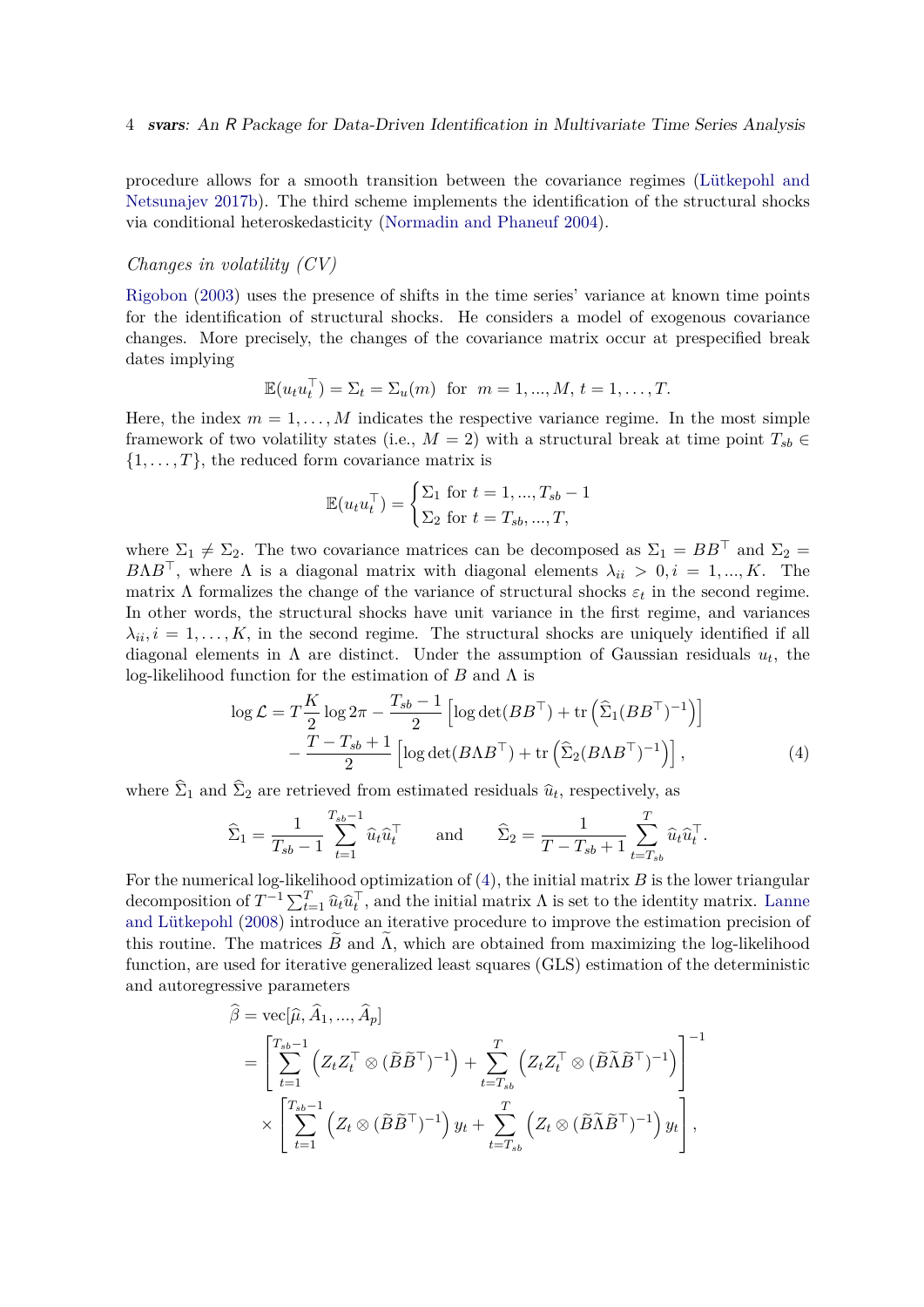procedure allows for a smooth transition between the covariance regimes (Lütkepohl and Netsunajev 2017b). The third scheme implements the identification of the structural shocks via conditional heteroskedasticity (Normadin and Phaneuf 2004).

### *Changes in volatility (CV)*

Rigobon (2003) uses the presence of shifts in the time series' variance at known time points for the identification of structural shocks. He considers a model of exogenous covariance changes. More precisely, the changes of the covariance matrix occur at prespecified break dates implying

$$\mathbb{E}(u_t u_t^\top) = \Sigma_t = \Sigma_u(m) \;\; \text{for} \;\; m = 1, ..., M, \; t = 1, \ldots, T.$$

Here, the index $m = 1, \ldots, M$ indicates the respective variance regime. In the most simple framework of two volatility states (i.e., $M = 2$) with a structural break at time point $T_{sb} \in \{1, \ldots, T\}$, the reduced form covariance matrix is

$$\mathbb{E}(u_t u_t^\top) = \begin{cases} \Sigma_1 \text{ for } t = 1, ..., T_{sb} - 1 \\ \Sigma_2 \text{ for } t = T_{sb}, ..., T, \end{cases}$$

where $\Sigma_1 \neq \Sigma_2$. The two covariance matrices can be decomposed as $\Sigma_1 = BB^\top$ and $\Sigma_2 = B\Lambda B^\top$, where $\Lambda$ is a diagonal matrix with diagonal elements $\lambda_{ii} > 0, i = 1, ..., K$. The matrix $\Lambda$ formalizes the change of the variance of structural shocks $\varepsilon_t$ in the second regime. In other words, the structural shocks have unit variance in the first regime, and variances $\lambda_{ii}, i = 1, \ldots, K$, in the second regime. The structural shocks are uniquely identified if all diagonal elements in $\Lambda$ are distinct. Under the assumption of Gaussian residuals $u_t$, the log-likelihood function for the estimation of $B$ and $\Lambda$ is

$$\begin{aligned} \log \mathcal{L} = T\frac{K}{2}\log 2\pi &- \frac{T_{sb} - 1}{2}\left[\log\det(BB^\top) + \operatorname{tr}\left(\widehat{\Sigma}_1 (BB^\top)^{-1}\right)\right] \\ &- \frac{T - T_{sb} + 1}{2}\left[\log\det(B\Lambda B^\top) + \operatorname{tr}\left(\widehat{\Sigma}_2 (B\Lambda B^\top)^{-1}\right)\right], \end{aligned} \tag{4}$$

where $\widehat{\Sigma}_1$ and $\widehat{\Sigma}_2$ are retrieved from estimated residuals $\widehat{u}_t$, respectively, as

$$\widehat{\Sigma}_1 = \frac{1}{T_{sb} - 1}\sum_{t=1}^{T_{sb}-1} \widehat{u}_t \widehat{u}_t^\top \qquad \text{and} \qquad \widehat{\Sigma}_2 = \frac{1}{T - T_{sb} + 1}\sum_{t=T_{sb}}^{T} \widehat{u}_t \widehat{u}_t^\top.$$

For the numerical log-likelihood optimization of (4), the initial matrix $B$ is the lower triangular decomposition of $T^{-1}\sum_{t=1}^{T} \widehat{u}_t \widehat{u}_t^\top$, and the initial matrix $\Lambda$ is set to the identity matrix. Lanne and Lütkepohl (2008) introduce an iterative procedure to improve the estimation precision of this routine. The matrices $\widetilde{B}$ and $\widetilde{\Lambda}$, which are obtained from maximizing the log-likelihood function, are used for iterative generalized least squares (GLS) estimation of the deterministic and autoregressive parameters

$$\begin{aligned} \widehat{\beta} &= \operatorname{vec}[\widehat{\mu}, \widehat{A}_1, ..., \widehat{A}_p] \\ &= \left[\sum_{t=1}^{T_{sb}-1}\left(Z_t Z_t^\top \otimes (\widetilde{B}\widetilde{B}^\top)^{-1}\right) + \sum_{t=T_{sb}}^{T}\left(Z_t Z_t^\top \otimes (\widetilde{B}\widetilde{\Lambda}\widetilde{B}^\top)^{-1}\right)\right]^{-1} \\ &\quad \times \left[\sum_{t=1}^{T_{sb}-1}\left(Z_t \otimes (\widetilde{B}\widetilde{B}^\top)^{-1}\right) y_t + \sum_{t=T_{sb}}^{T}\left(Z_t \otimes (\widetilde{B}\widetilde{\Lambda}\widetilde{B}^\top)^{-1}\right) y_t\right], \end{aligned}$$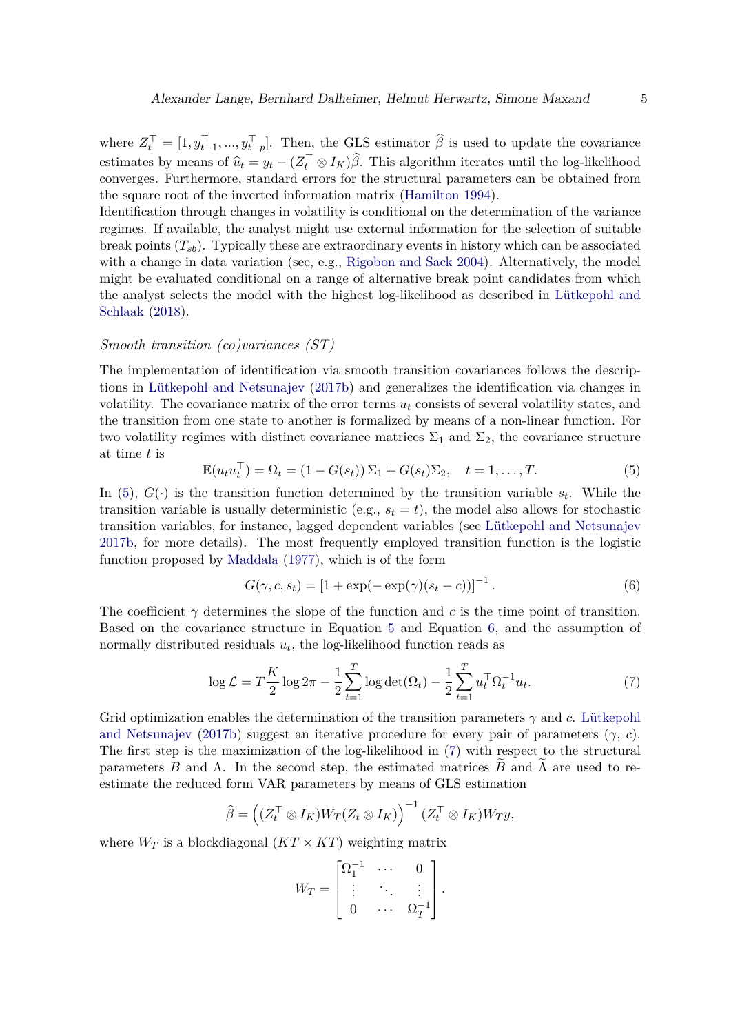where $Z_t^\top = [1, y_{t-1}^\top, ..., y_{t-p}^\top]$. Then, the GLS estimator $\widehat{\beta}$ is used to update the covariance estimates by means of $\widehat{u}_t = y_t - (Z_t^\top \otimes I_K)\widehat{\beta}$. This algorithm iterates until the log-likelihood converges. Furthermore, standard errors for the structural parameters can be obtained from the square root of the inverted information matrix (Hamilton 1994).

Identification through changes in volatility is conditional on the determination of the variance regimes. If available, the analyst might use external information for the selection of suitable break points ($T_{sb}$). Typically these are extraordinary events in history which can be associated with a change in data variation (see, e.g., Rigobon and Sack 2004). Alternatively, the model might be evaluated conditional on a range of alternative break point candidates from which the analyst selects the model with the highest log-likelihood as described in Lütkepohl and Schlaak (2018).

*Smooth transition (co)variances (ST)*

The implementation of identification via smooth transition covariances follows the descriptions in Lütkepohl and Netsunajev (2017b) and generalizes the identification via changes in volatility. The covariance matrix of the error terms $u_t$ consists of several volatility states, and the transition from one state to another is formalized by means of a non-linear function. For two volatility regimes with distinct covariance matrices $\Sigma_1$ and $\Sigma_2$, the covariance structure at time $t$ is

$$\mathbb{E}(u_t u_t^\top) = \Omega_t = (1 - G(s_t))\,\Sigma_1 + G(s_t)\Sigma_2, \quad t = 1, \dots, T. \tag{5}$$

In (5), $G(\cdot)$ is the transition function determined by the transition variable $s_t$. While the transition variable is usually deterministic (e.g., $s_t = t$), the model also allows for stochastic transition variables, for instance, lagged dependent variables (see Lütkepohl and Netsunajev 2017b, for more details). The most frequently employed transition function is the logistic function proposed by Maddala (1977), which is of the form

$$G(\gamma, c, s_t) = \left[1 + \exp(-\exp(\gamma)(s_t - c))\right]^{-1}. \tag{6}$$

The coefficient $\gamma$ determines the slope of the function and $c$ is the time point of transition. Based on the covariance structure in Equation 5 and Equation 6, and the assumption of normally distributed residuals $u_t$, the log-likelihood function reads as

$$\log \mathcal{L} = T\frac{K}{2}\log 2\pi - \frac{1}{2}\sum_{t=1}^{T} \log\det(\Omega_t) - \frac{1}{2}\sum_{t=1}^{T} u_t^\top \Omega_t^{-1} u_t. \tag{7}$$

Grid optimization enables the determination of the transition parameters $\gamma$ and $c$. Lütkepohl and Netsunajev (2017b) suggest an iterative procedure for every pair of parameters ($\gamma$, $c$). The first step is the maximization of the log-likelihood in (7) with respect to the structural parameters $B$ and $\Lambda$. In the second step, the estimated matrices $\widetilde{B}$ and $\widetilde{\Lambda}$ are used to re-estimate the reduced form VAR parameters by means of GLS estimation

$$\widehat{\beta} = \left((Z_t^\top \otimes I_K)W_T(Z_t \otimes I_K)\right)^{-1}(Z_t^\top \otimes I_K)W_T y,$$

where $W_T$ is a blockdiagonal $(KT \times KT)$ weighting matrix

$$W_T = \begin{bmatrix} \Omega_1^{-1} & \cdots & 0 \\ \vdots & \ddots & \vdots \\ 0 & \cdots & \Omega_T^{-1} \end{bmatrix}.$$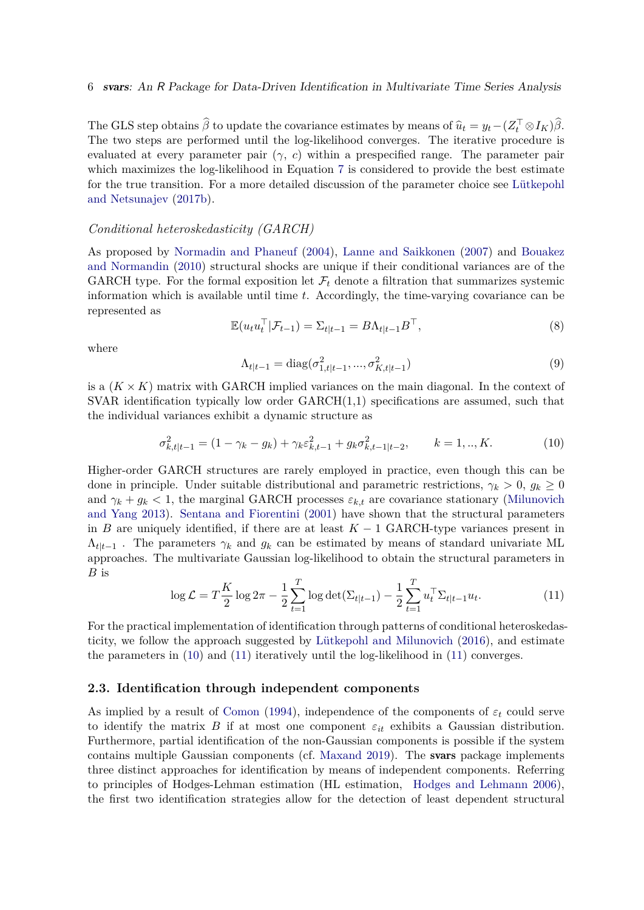The GLS step obtains $\widehat{\beta}$ to update the covariance estimates by means of $\widehat{u}_t = y_t - (Z_t^\top \otimes I_K)\widehat{\beta}$. The two steps are performed until the log-likelihood converges. The iterative procedure is evaluated at every parameter pair ($\gamma$, $c$) within a prespecified range. The parameter pair which maximizes the log-likelihood in Equation 7 is considered to provide the best estimate for the true transition. For a more detailed discussion of the parameter choice see Lütkepohl and Netsunajev (2017b).

*Conditional heteroskedasticity (GARCH)*

As proposed by Normadin and Phaneuf (2004), Lanne and Saikkonen (2007) and Bouakez and Normandin (2010) structural shocks are unique if their conditional variances are of the GARCH type. For the formal exposition let $\mathcal{F}_t$ denote a filtration that summarizes systemic information which is available until time $t$. Accordingly, the time-varying covariance can be represented as

$$\mathbb{E}(u_t u_t^\top | \mathcal{F}_{t-1}) = \Sigma_{t|t-1} = B\Lambda_{t|t-1}B^\top, \tag{8}$$

where

$$\Lambda_{t|t-1} = \text{diag}(\sigma^2_{1,t|t-1}, ..., \sigma^2_{K,t|t-1}) \tag{9}$$

is a $(K \times K)$ matrix with GARCH implied variances on the main diagonal. In the context of SVAR identification typically low order GARCH(1,1) specifications are assumed, such that the individual variances exhibit a dynamic structure as

$$\sigma^2_{k,t|t-1} = (1 - \gamma_k - g_k) + \gamma_k \varepsilon^2_{k,t-1} + g_k \sigma^2_{k,t-1|t-2}, \qquad k = 1, .., K. \tag{10}$$

Higher-order GARCH structures are rarely employed in practice, even though this can be done in principle. Under suitable distributional and parametric restrictions, $\gamma_k > 0$, $g_k \geq 0$ and $\gamma_k + g_k < 1$, the marginal GARCH processes $\varepsilon_{k,t}$ are covariance stationary (Milunovich and Yang 2013). Sentana and Fiorentini (2001) have shown that the structural parameters in $B$ are uniquely identified, if there are at least $K - 1$ GARCH-type variances present in $\Lambda_{t|t-1}$ . The parameters $\gamma_k$ and $g_k$ can be estimated by means of standard univariate ML approaches. The multivariate Gaussian log-likelihood to obtain the structural parameters in $B$ is

$$\log \mathcal{L} = T\frac{K}{2}\log 2\pi - \frac{1}{2}\sum_{t=1}^{T}\log\det(\Sigma_{t|t-1}) - \frac{1}{2}\sum_{t=1}^{T} u_t^\top \Sigma_{t|t-1} u_t. \tag{11}$$

For the practical implementation of identification through patterns of conditional heteroskedasticity, we follow the approach suggested by Lütkepohl and Milunovich (2016), and estimate the parameters in (10) and (11) iteratively until the log-likelihood in (11) converges.

### 2.3. Identification through independent components

As implied by a result of Comon (1994), independence of the components of $\varepsilon_t$ could serve to identify the matrix $B$ if at most one component $\varepsilon_{it}$ exhibits a Gaussian distribution. Furthermore, partial identification of the non-Gaussian components is possible if the system contains multiple Gaussian components (cf. Maxand 2019). The **svars** package implements three distinct approaches for identification by means of independent components. Referring to principles of Hodges-Lehman estimation (HL estimation, Hodges and Lehmann 2006), the first two identification strategies allow for the detection of least dependent structural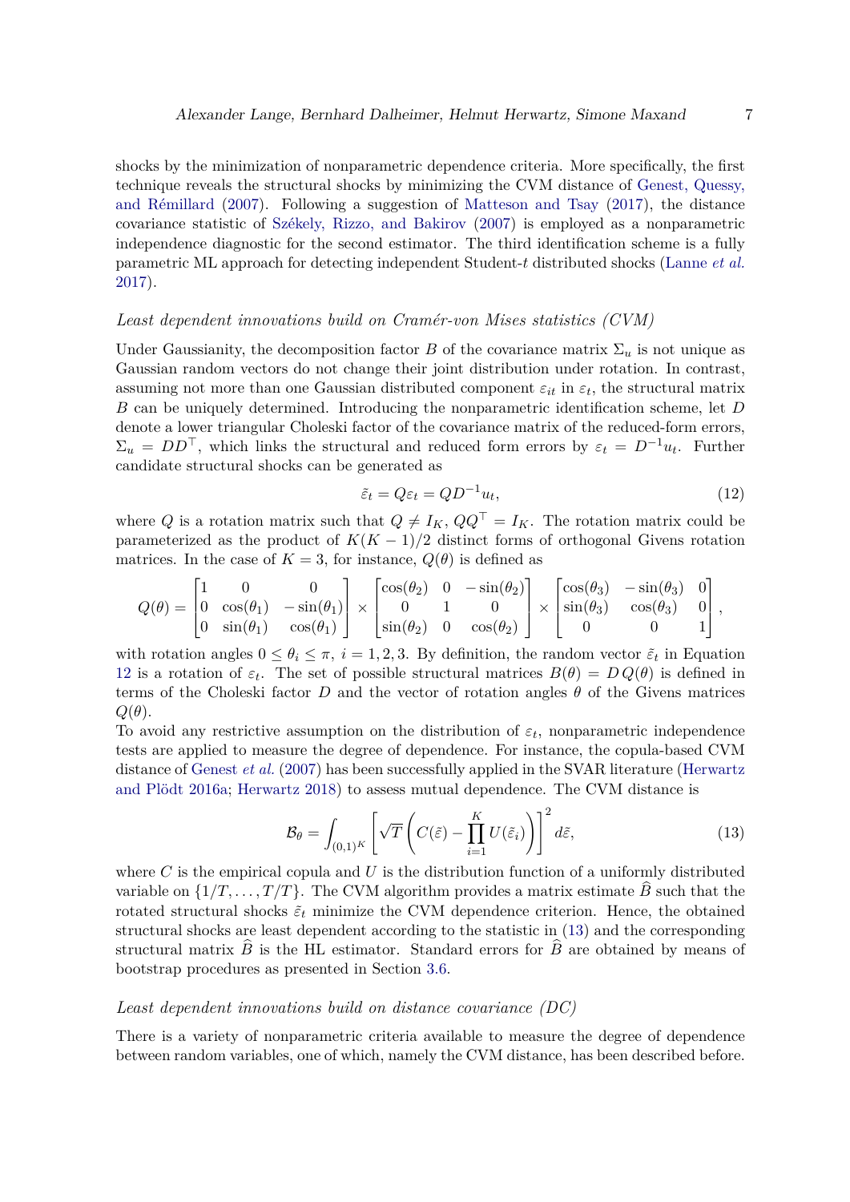shocks by the minimization of nonparametric dependence criteria. More specifically, the first technique reveals the structural shocks by minimizing the CVM distance of Genest, Quessy, and Rémillard (2007). Following a suggestion of Matteson and Tsay (2017), the distance covariance statistic of Székely, Rizzo, and Bakirov (2007) is employed as a nonparametric independence diagnostic for the second estimator. The third identification scheme is a fully parametric ML approach for detecting independent Student-$t$ distributed shocks (Lanne *et al.* 2017).

### *Least dependent innovations build on Cramér-von Mises statistics (CVM)*

Under Gaussianity, the decomposition factor $B$ of the covariance matrix $\Sigma_u$ is not unique as Gaussian random vectors do not change their joint distribution under rotation. In contrast, assuming not more than one Gaussian distributed component $\varepsilon_{it}$ in $\varepsilon_t$, the structural matrix $B$ can be uniquely determined. Introducing the nonparametric identification scheme, let $D$ denote a lower triangular Choleski factor of the covariance matrix of the reduced-form errors, $\Sigma_u = DD^\top$, which links the structural and reduced form errors by $\varepsilon_t = D^{-1}u_t$. Further candidate structural shocks can be generated as

$$\tilde{\varepsilon}_t = Q\varepsilon_t = QD^{-1}u_t, \tag{12}$$

where $Q$ is a rotation matrix such that $Q \neq I_K$, $QQ^\top = I_K$. The rotation matrix could be parameterized as the product of $K(K-1)/2$ distinct forms of orthogonal Givens rotation matrices. In the case of $K = 3$, for instance, $Q(\theta)$ is defined as

$$Q(\theta) = \begin{bmatrix} 1 & 0 & 0 \\ 0 & \cos(\theta_1) & -\sin(\theta_1) \\ 0 & \sin(\theta_1) & \cos(\theta_1) \end{bmatrix} \times \begin{bmatrix} \cos(\theta_2) & 0 & -\sin(\theta_2) \\ 0 & 1 & 0 \\ \sin(\theta_2) & 0 & \cos(\theta_2) \end{bmatrix} \times \begin{bmatrix} \cos(\theta_3) & -\sin(\theta_3) & 0 \\ \sin(\theta_3) & \cos(\theta_3) & 0 \\ 0 & 0 & 1 \end{bmatrix},$$

with rotation angles $0 \leq \theta_i \leq \pi$, $i = 1, 2, 3$. By definition, the random vector $\tilde{\varepsilon}_t$ in Equation 12 is a rotation of $\varepsilon_t$. The set of possible structural matrices $B(\theta) = D\,Q(\theta)$ is defined in terms of the Choleski factor $D$ and the vector of rotation angles $\theta$ of the Givens matrices $Q(\theta)$.

To avoid any restrictive assumption on the distribution of $\varepsilon_t$, nonparametric independence tests are applied to measure the degree of dependence. For instance, the copula-based CVM distance of Genest *et al.* (2007) has been successfully applied in the SVAR literature (Herwartz and Plödt 2016a; Herwartz 2018) to assess mutual dependence. The CVM distance is

$$\mathcal{B}_\theta = \int_{(0,1)^K} \left[ \sqrt{T} \left( C(\tilde{\varepsilon}) - \prod_{i=1}^{K} U(\tilde{\varepsilon}_i) \right) \right]^2 d\tilde{\varepsilon}, \tag{13}$$

where $C$ is the empirical copula and $U$ is the distribution function of a uniformly distributed variable on $\{1/T, \ldots, T/T\}$. The CVM algorithm provides a matrix estimate $\widehat{B}$ such that the rotated structural shocks $\tilde{\varepsilon}_t$ minimize the CVM dependence criterion. Hence, the obtained structural shocks are least dependent according to the statistic in (13) and the corresponding structural matrix $\widehat{B}$ is the HL estimator. Standard errors for $\widehat{B}$ are obtained by means of bootstrap procedures as presented in Section 3.6.

### *Least dependent innovations build on distance covariance (DC)*

There is a variety of nonparametric criteria available to measure the degree of dependence between random variables, one of which, namely the CVM distance, has been described before.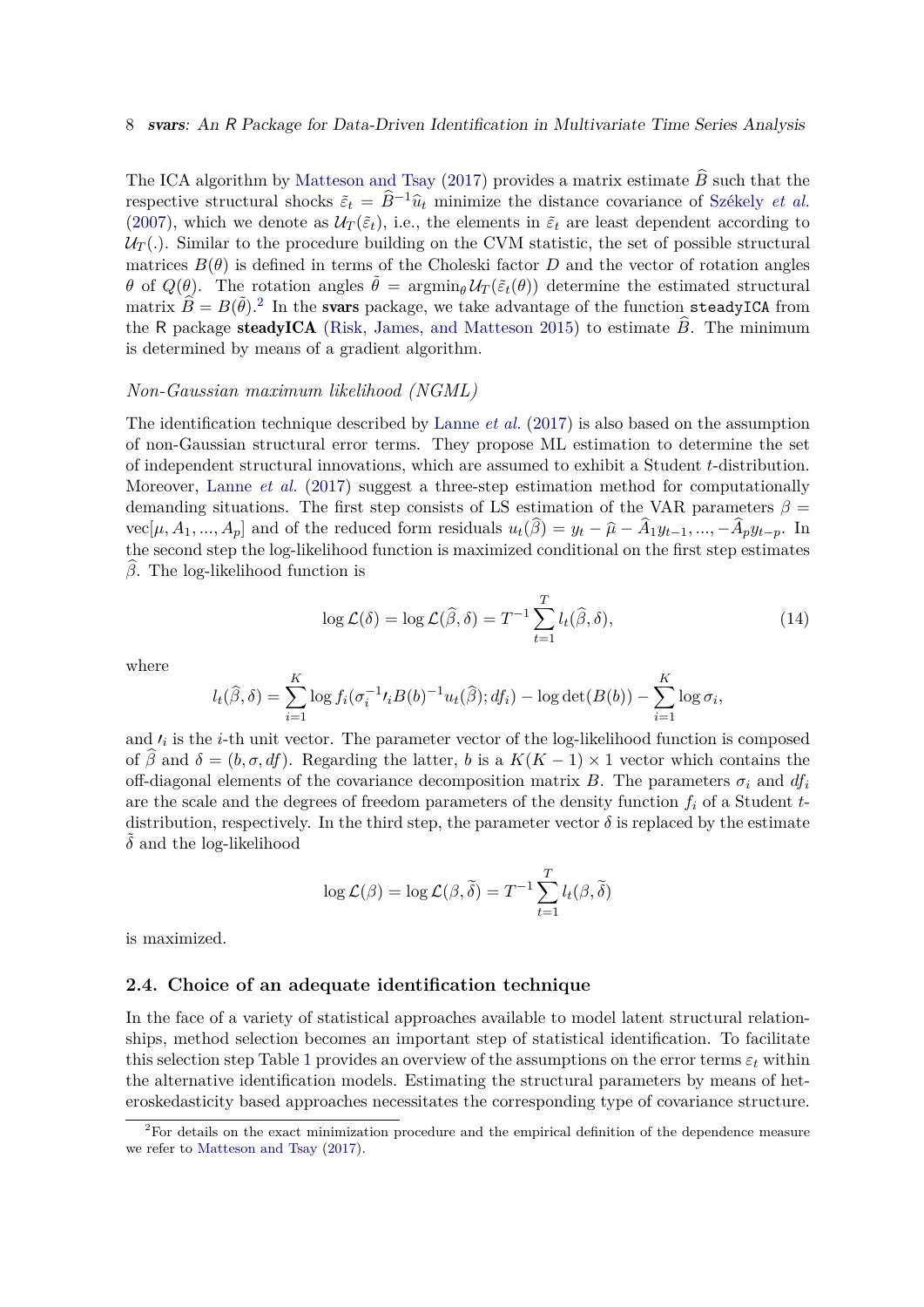The ICA algorithm by Matteson and Tsay (2017) provides a matrix estimate $\widehat{B}$ such that the respective structural shocks $\tilde{\varepsilon}_t = \widehat{B}^{-1}\widehat{u}_t$ minimize the distance covariance of Székely *et al.* (2007), which we denote as $\mathcal{U}_T(\tilde{\varepsilon}_t)$, i.e., the elements in $\tilde{\varepsilon}_t$ are least dependent according to $\mathcal{U}_T(.)$. Similar to the procedure building on the CVM statistic, the set of possible structural matrices $B(\theta)$ is defined in terms of the Choleski factor $D$ and the vector of rotation angles $\theta$ of $Q(\theta)$. The rotation angles $\tilde{\theta} = \text{argmin}_\theta \, \mathcal{U}_T(\tilde{\varepsilon}_t(\theta))$ determine the estimated structural matrix $\widehat{B} = B(\tilde{\theta})$.[2] In the **svars** package, we take advantage of the function `steadyICA` from the R package **steadyICA** (Risk, James, and Matteson 2015) to estimate $\widehat{B}$. The minimum is determined by means of a gradient algorithm.

### *Non-Gaussian maximum likelihood (NGML)*

The identification technique described by Lanne *et al.* (2017) is also based on the assumption of non-Gaussian structural error terms. They propose ML estimation to determine the set of independent structural innovations, which are assumed to exhibit a Student $t$-distribution. Moreover, Lanne *et al.* (2017) suggest a three-step estimation method for computationally demanding situations. The first step consists of LS estimation of the VAR parameters $\beta = \text{vec}[\mu, A_1, ..., A_p]$ and of the reduced form residuals $u_t(\widehat{\beta}) = y_t - \widehat{\mu} - \widehat{A}_1 y_{t-1}, ..., -\widehat{A}_p y_{t-p}$. In the second step the log-likelihood function is maximized conditional on the first step estimates $\widehat{\beta}$. The log-likelihood function is

$$\log \mathcal{L}(\delta) = \log \mathcal{L}(\widehat{\beta}, \delta) = T^{-1} \sum_{t=1}^{T} l_t(\widehat{\beta}, \delta), \tag{14}$$

where

$$l_t(\widehat{\beta}, \delta) = \sum_{i=1}^{K} \log f_i(\sigma_i^{-1} \iota_i B(b)^{-1} u_t(\widehat{\beta}); df_i) - \log \det(B(b)) - \sum_{i=1}^{K} \log \sigma_i,$$

and $\iota_i$ is the $i$-th unit vector. The parameter vector of the log-likelihood function is composed of $\widehat{\beta}$ and $\delta = (b, \sigma, df)$. Regarding the latter, $b$ is a $K(K-1) \times 1$ vector which contains the off-diagonal elements of the covariance decomposition matrix $B$. The parameters $\sigma_i$ and $df_i$ are the scale and the degrees of freedom parameters of the density function $f_i$ of a Student $t$-distribution, respectively. In the third step, the parameter vector $\delta$ is replaced by the estimate $\widetilde{\delta}$ and the log-likelihood

$$\log \mathcal{L}(\beta) = \log \mathcal{L}(\beta, \widetilde{\delta}) = T^{-1} \sum_{t=1}^{T} l_t(\beta, \widetilde{\delta})$$

is maximized.

## 2.4. Choice of an adequate identification technique

In the face of a variety of statistical approaches available to model latent structural relationships, method selection becomes an important step of statistical identification. To facilitate this selection step Table 1 provides an overview of the assumptions on the error terms $\varepsilon_t$ within the alternative identification models. Estimating the structural parameters by means of heteroskedasticity based approaches necessitates the corresponding type of covariance structure.

[2] For details on the exact minimization procedure and the empirical definition of the dependence measure we refer to Matteson and Tsay (2017).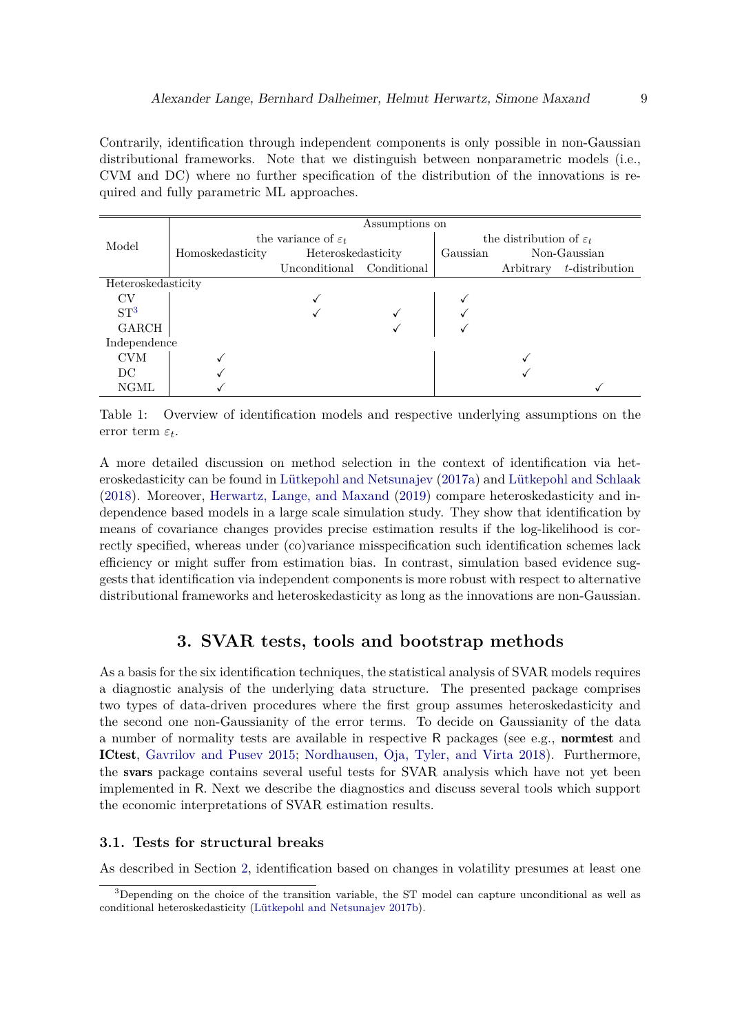Contrarily, identification through independent components is only possible in non-Gaussian distributional frameworks. Note that we distinguish between nonparametric models (i.e., CVM and DC) where no further specification of the distribution of the innovations is required and fully parametric ML approaches.

| Model | Assumptions on the variance of $\varepsilon_t$ | | | Assumptions on the distribution of $\varepsilon_t$ | | |
|---|---|---|---|---|---|---|
| | Homoskedasticity | Heteroskedasticity | | Gaussian | Non-Gaussian | |
| | | Unconditional | Conditional | | Arbitrary | $t$-distribution |
| Heteroskedasticity | | | | | | |
| CV | | ✓ | | ✓ | | |
| ST[3] | | ✓ | ✓ | ✓ | | |
| GARCH | | | ✓ | ✓ | | |
| Independence | | | | | | |
| CVM | ✓ | | | | ✓ | |
| DC | ✓ | | | | ✓ | |
| NGML | ✓ | | | | | ✓ |

Table 1: Overview of identification models and respective underlying assumptions on the error term $\varepsilon_t$.

A more detailed discussion on method selection in the context of identification via heteroskedasticity can be found in Lütkepohl and Netsunajev (2017a) and Lütkepohl and Schlaak (2018). Moreover, Herwartz, Lange, and Maxand (2019) compare heteroskedasticity and independence based models in a large scale simulation study. They show that identification by means of covariance changes provides precise estimation results if the log-likelihood is correctly specified, whereas under (co)variance misspecification such identification schemes lack efficiency or might suffer from estimation bias. In contrast, simulation based evidence suggests that identification via independent components is more robust with respect to alternative distributional frameworks and heteroskedasticity as long as the innovations are non-Gaussian.

## 3. SVAR tests, tools and bootstrap methods

As a basis for the six identification techniques, the statistical analysis of SVAR models requires a diagnostic analysis of the underlying data structure. The presented package comprises two types of data-driven procedures where the first group assumes heteroskedasticity and the second one non-Gaussianity of the error terms. To decide on Gaussianity of the data a number of normality tests are available in respective R packages (see e.g., **normtest** and **ICtest**, Gavrilov and Pusev 2015; Nordhausen, Oja, Tyler, and Virta 2018). Furthermore, the **svars** package contains several useful tests for SVAR analysis which have not yet been implemented in R. Next we describe the diagnostics and discuss several tools which support the economic interpretations of SVAR estimation results.

### 3.1. Tests for structural breaks

As described in Section 2, identification based on changes in volatility presumes at least one

[3] Depending on the choice of the transition variable, the ST model can capture unconditional as well as conditional heteroskedasticity (Lütkepohl and Netsunajev 2017b).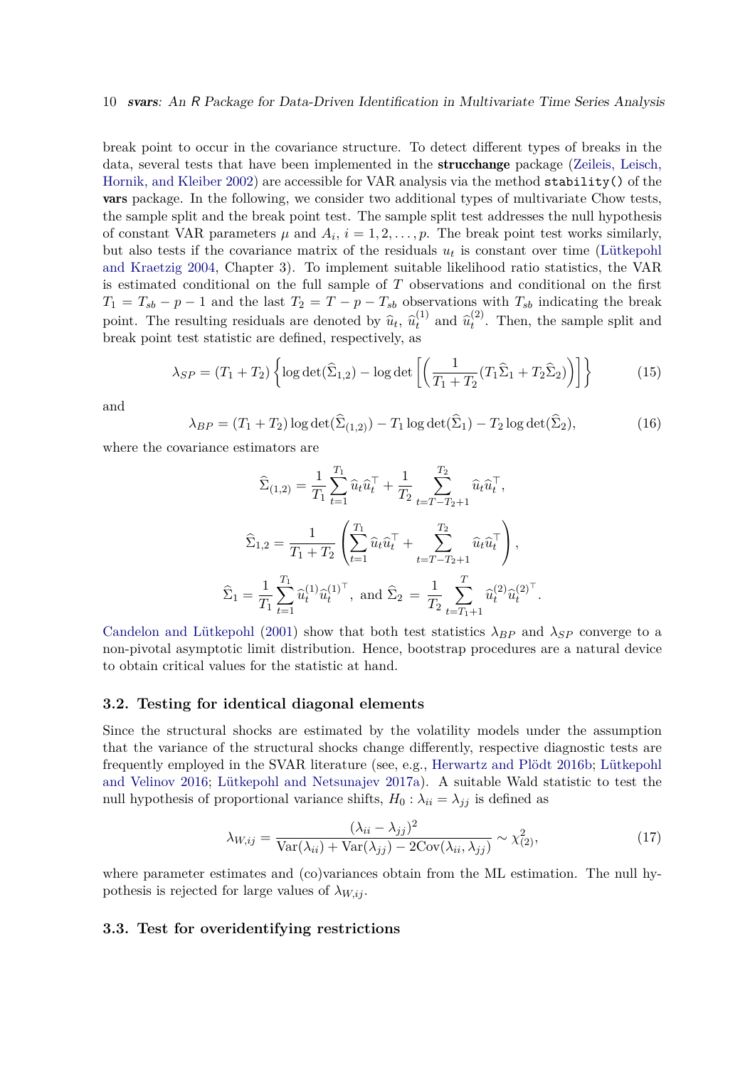break point to occur in the covariance structure. To detect different types of breaks in the data, several tests that have been implemented in the **strucchange** package (Zeileis, Leisch, Hornik, and Kleiber 2002) are accessible for VAR analysis via the method `stability()` of the **vars** package. In the following, we consider two additional types of multivariate Chow tests, the sample split and the break point test. The sample split test addresses the null hypothesis of constant VAR parameters $\mu$ and $A_i$, $i = 1, 2, \ldots, p$. The break point test works similarly, but also tests if the covariance matrix of the residuals $u_t$ is constant over time (Lütkepohl and Kraetzig 2004, Chapter 3). To implement suitable likelihood ratio statistics, the VAR is estimated conditional on the full sample of $T$ observations and conditional on the first $T_1 = T_{sb} - p - 1$ and the last $T_2 = T - p - T_{sb}$ observations with $T_{sb}$ indicating the break point. The resulting residuals are denoted by $\widehat{u}_t$, $\widehat{u}_t^{(1)}$ and $\widehat{u}_t^{(2)}$. Then, the sample split and break point test statistic are defined, respectively, as

$$\lambda_{SP} = (T_1 + T_2)\left\{\log\det(\widehat{\Sigma}_{1,2}) - \log\det\left[\left(\frac{1}{T_1 + T_2}(T_1\widehat{\Sigma}_1 + T_2\widehat{\Sigma}_2)\right)\right]\right\} \tag{15}$$

and

$$\lambda_{BP} = (T_1 + T_2)\log\det(\widehat{\Sigma}_{(1,2)}) - T_1\log\det(\widehat{\Sigma}_1) - T_2\log\det(\widehat{\Sigma}_2), \tag{16}$$

where the covariance estimators are

$$\widehat{\Sigma}_{(1,2)} = \frac{1}{T_1}\sum_{t=1}^{T_1}\widehat{u}_t\widehat{u}_t^\top + \frac{1}{T_2}\sum_{t=T-T_2+1}^{T_2}\widehat{u}_t\widehat{u}_t^\top,$$

$$\widehat{\Sigma}_{1,2} = \frac{1}{T_1 + T_2}\left(\sum_{t=1}^{T_1}\widehat{u}_t\widehat{u}_t^\top + \sum_{t=T-T_2+1}^{T_2}\widehat{u}_t\widehat{u}_t^\top\right),$$

$$\widehat{\Sigma}_1 = \frac{1}{T_1}\sum_{t=1}^{T_1}\widehat{u}_t^{(1)}\widehat{u}_t^{(1)\top}, \text{ and } \widehat{\Sigma}_2 = \frac{1}{T_2}\sum_{t=T_1+1}^{T}\widehat{u}_t^{(2)}\widehat{u}_t^{(2)\top}.$$

Candelon and Lütkepohl (2001) show that both test statistics $\lambda_{BP}$ and $\lambda_{SP}$ converge to a non-pivotal asymptotic limit distribution. Hence, bootstrap procedures are a natural device to obtain critical values for the statistic at hand.

### 3.2. Testing for identical diagonal elements

Since the structural shocks are estimated by the volatility models under the assumption that the variance of the structural shocks change differently, respective diagnostic tests are frequently employed in the SVAR literature (see, e.g., Herwartz and Plödt 2016b; Lütkepohl and Velinov 2016; Lütkepohl and Netsunajev 2017a). A suitable Wald statistic to test the null hypothesis of proportional variance shifts, $H_0 : \lambda_{ii} = \lambda_{jj}$ is defined as

$$\lambda_{W,ij} = \frac{(\lambda_{ii} - \lambda_{jj})^2}{\mathrm{Var}(\lambda_{ii}) + \mathrm{Var}(\lambda_{jj}) - 2\mathrm{Cov}(\lambda_{ii}, \lambda_{jj})} \sim \chi^2_{(2)}, \tag{17}$$

where parameter estimates and (co)variances obtain from the ML estimation. The null hypothesis is rejected for large values of $\lambda_{W,ij}$.

### 3.3. Test for overidentifying restrictions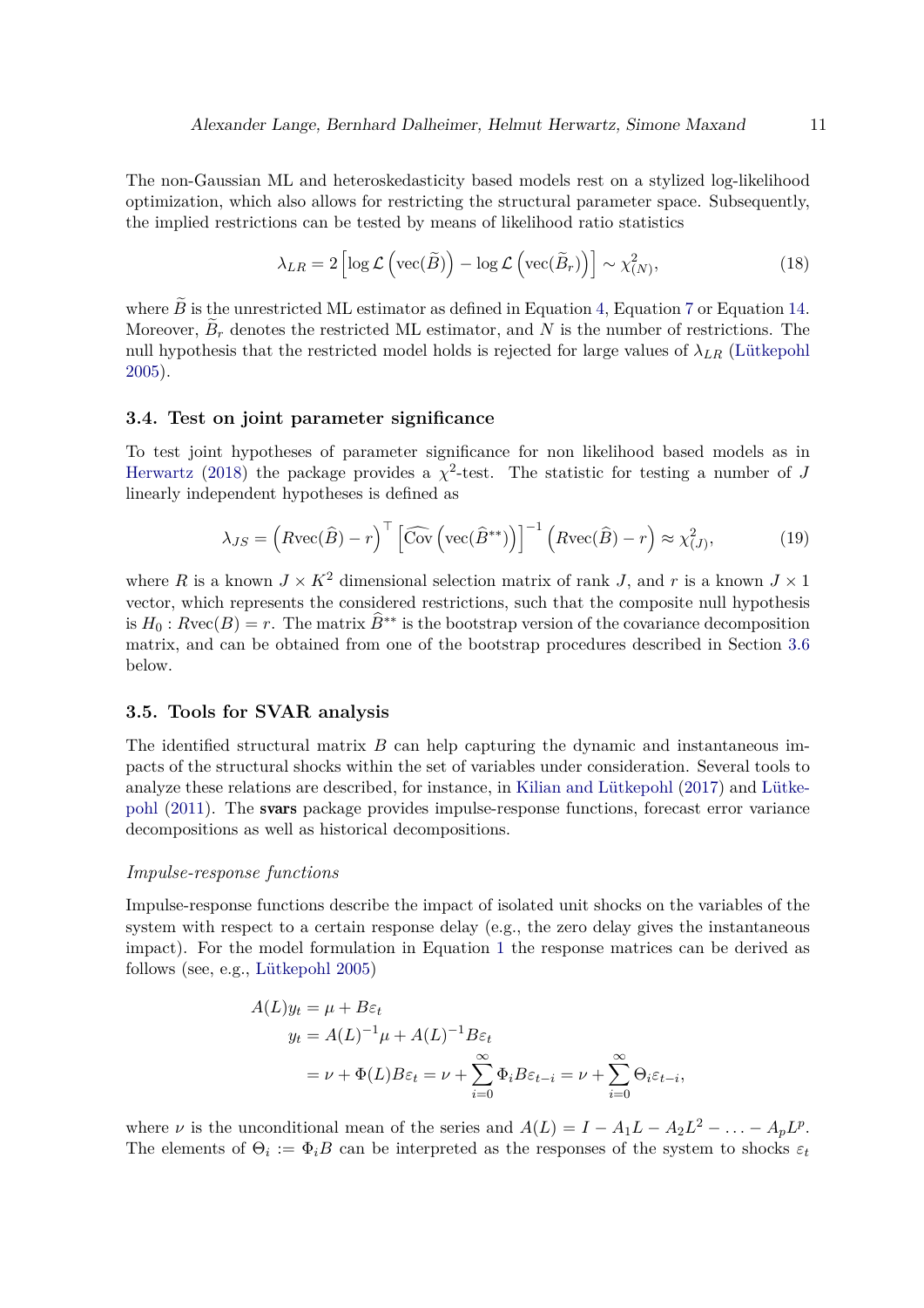The non-Gaussian ML and heteroskedasticity based models rest on a stylized log-likelihood optimization, which also allows for restricting the structural parameter space. Subsequently, the implied restrictions can be tested by means of likelihood ratio statistics

$$\lambda_{LR} = 2\left[\log \mathcal{L}\left(\text{vec}(\widetilde{B})\right) - \log \mathcal{L}\left(\text{vec}(\widetilde{B}_r)\right)\right] \sim \chi^2_{(N)}, \tag{18}$$

where $\widetilde{B}$ is the unrestricted ML estimator as defined in Equation 4, Equation 7 or Equation 14. Moreover, $\widetilde{B}_r$ denotes the restricted ML estimator, and $N$ is the number of restrictions. The null hypothesis that the restricted model holds is rejected for large values of $\lambda_{LR}$ (Lütkepohl 2005).

### 3.4. Test on joint parameter significance

To test joint hypotheses of parameter significance for non likelihood based models as in Herwartz (2018) the package provides a $\chi^2$-test. The statistic for testing a number of $J$ linearly independent hypotheses is defined as

$$\lambda_{JS} = \left(R\text{vec}(\widehat{B}) - r\right)^\top \left[\widehat{\text{Cov}}\left(\text{vec}(\widehat{B}^{**})\right)\right]^{-1} \left(R\text{vec}(\widehat{B}) - r\right) \approx \chi^2_{(J)}, \tag{19}$$

where $R$ is a known $J \times K^2$ dimensional selection matrix of rank $J$, and $r$ is a known $J \times 1$ vector, which represents the considered restrictions, such that the composite null hypothesis is $H_0 : R\text{vec}(B) = r$. The matrix $\widehat{B}^{**}$ is the bootstrap version of the covariance decomposition matrix, and can be obtained from one of the bootstrap procedures described in Section 3.6 below.

### 3.5. Tools for SVAR analysis

The identified structural matrix $B$ can help capturing the dynamic and instantaneous impacts of the structural shocks within the set of variables under consideration. Several tools to analyze these relations are described, for instance, in Kilian and Lütkepohl (2017) and Lütkepohl (2011). The **svars** package provides impulse-response functions, forecast error variance decompositions as well as historical decompositions.

*Impulse-response functions*

Impulse-response functions describe the impact of isolated unit shocks on the variables of the system with respect to a certain response delay (e.g., the zero delay gives the instantaneous impact). For the model formulation in Equation 1 the response matrices can be derived as follows (see, e.g., Lütkepohl 2005)

$$\begin{aligned}
A(L)y_t &= \mu + B\varepsilon_t \\
y_t &= A(L)^{-1}\mu + A(L)^{-1}B\varepsilon_t \\
&= \nu + \Phi(L)B\varepsilon_t = \nu + \sum_{i=0}^{\infty} \Phi_i B\varepsilon_{t-i} = \nu + \sum_{i=0}^{\infty} \Theta_i \varepsilon_{t-i},
\end{aligned}$$

where $\nu$ is the unconditional mean of the series and $A(L) = I - A_1 L - A_2 L^2 - \ldots - A_p L^p$. The elements of $\Theta_i := \Phi_i B$ can be interpreted as the responses of the system to shocks $\varepsilon_t$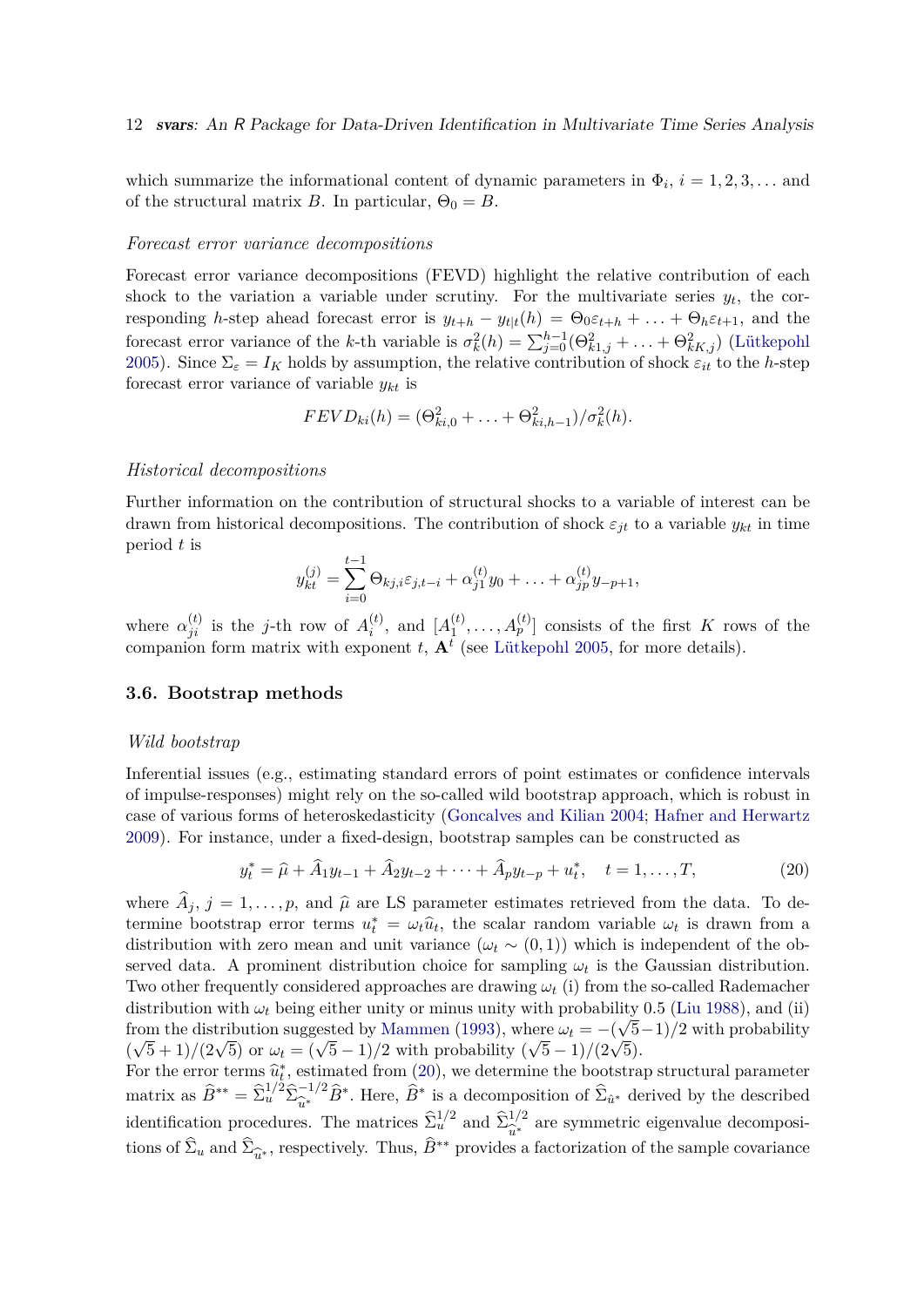which summarize the informational content of dynamic parameters in $\Phi_i$, $i = 1, 2, 3, \ldots$ and of the structural matrix $B$. In particular, $\Theta_0 = B$.

*Forecast error variance decompositions*

Forecast error variance decompositions (FEVD) highlight the relative contribution of each shock to the variation a variable under scrutiny. For the multivariate series $y_t$, the corresponding $h$-step ahead forecast error is $y_{t+h} - y_{t|t}(h) = \Theta_0 \varepsilon_{t+h} + \ldots + \Theta_h \varepsilon_{t+1}$, and the forecast error variance of the $k$-th variable is $\sigma_k^2(h) = \sum_{j=0}^{h-1}(\Theta_{k1,j}^2 + \ldots + \Theta_{kK,j}^2)$ (Lütkepohl 2005). Since $\Sigma_\varepsilon = I_K$ holds by assumption, the relative contribution of shock $\varepsilon_{it}$ to the $h$-step forecast error variance of variable $y_{kt}$ is

$$FEVD_{ki}(h) = (\Theta_{ki,0}^2 + \ldots + \Theta_{ki,h-1}^2)/\sigma_k^2(h).$$

*Historical decompositions*

Further information on the contribution of structural shocks to a variable of interest can be drawn from historical decompositions. The contribution of shock $\varepsilon_{jt}$ to a variable $y_{kt}$ in time period $t$ is

$$y_{kt}^{(j)} = \sum_{i=0}^{t-1} \Theta_{kj,i}\varepsilon_{j,t-i} + \alpha_{j1}^{(t)} y_0 + \ldots + \alpha_{jp}^{(t)} y_{-p+1},$$

where $\alpha_{ji}^{(t)}$ is the $j$-th row of $A_i^{(t)}$, and $[A_1^{(t)}, \ldots, A_p^{(t)}]$ consists of the first $K$ rows of the companion form matrix with exponent $t$, $\mathbf{A}^t$ (see Lütkepohl 2005, for more details).

### 3.6. Bootstrap methods

*Wild bootstrap*

Inferential issues (e.g., estimating standard errors of point estimates or confidence intervals of impulse-responses) might rely on the so-called wild bootstrap approach, which is robust in case of various forms of heteroskedasticity (Goncalves and Kilian 2004; Hafner and Herwartz 2009). For instance, under a fixed-design, bootstrap samples can be constructed as

$$y_t^* = \widehat{\mu} + \widehat{A}_1 y_{t-1} + \widehat{A}_2 y_{t-2} + \cdots + \widehat{A}_p y_{t-p} + u_t^*, \quad t = 1, \ldots, T, \tag{20}$$

where $\widehat{A}_j$, $j = 1, \ldots, p$, and $\widehat{\mu}$ are LS parameter estimates retrieved from the data. To determine bootstrap error terms $u_t^* = \omega_t \widehat{u}_t$, the scalar random variable $\omega_t$ is drawn from a distribution with zero mean and unit variance ($\omega_t \sim (0, 1)$) which is independent of the observed data. A prominent distribution choice for sampling $\omega_t$ is the Gaussian distribution. Two other frequently considered approaches are drawing $\omega_t$ (i) from the so-called Rademacher distribution with $\omega_t$ being either unity or minus unity with probability 0.5 (Liu 1988), and (ii) from the distribution suggested by Mammen (1993), where $\omega_t = -(\sqrt{5}-1)/2$ with probability $(\sqrt{5}+1)/(2\sqrt{5})$ or $\omega_t = (\sqrt{5}-1)/2$ with probability $(\sqrt{5}-1)/(2\sqrt{5})$.
For the error terms $\widehat{u}_t^*$, estimated from (20), we determine the bootstrap structural parameter matrix as $\widehat{B}^{**} = \widehat{\Sigma}_u^{1/2}\widehat{\Sigma}_{\widehat{u}^*}^{-1/2}\widehat{B}^*$. Here, $\widehat{B}^*$ is a decomposition of $\widehat{\Sigma}_{\hat{u}^*}$ derived by the described identification procedures. The matrices $\widehat{\Sigma}_u^{1/2}$ and $\widehat{\Sigma}_{\widehat{u}^*}^{1/2}$ are symmetric eigenvalue decompositions of $\widehat{\Sigma}_u$ and $\widehat{\Sigma}_{\widehat{u}^*}$, respectively. Thus, $\widehat{B}^{**}$ provides a factorization of the sample covariance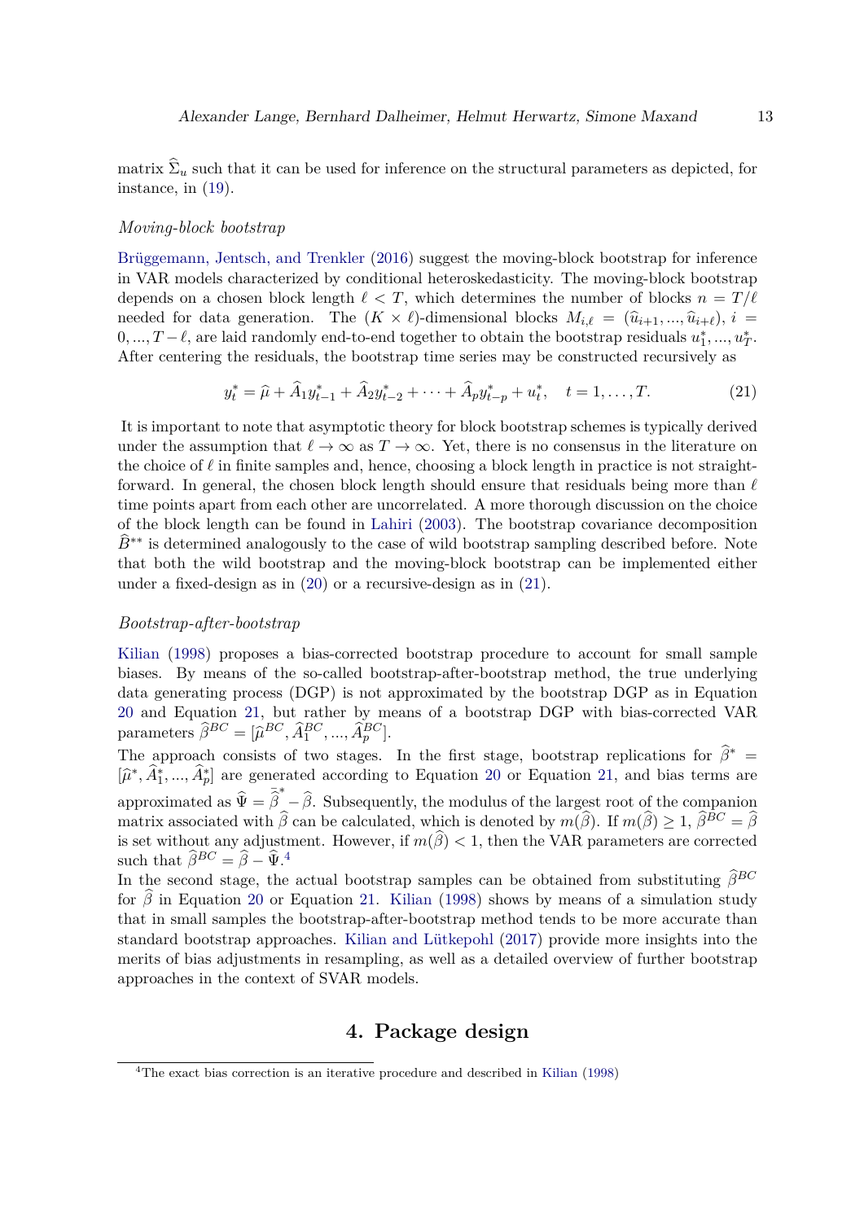matrix $\widehat{\Sigma}_u$ such that it can be used for inference on the structural parameters as depicted, for instance, in (19).

*Moving-block bootstrap*

Brüggemann, Jentsch, and Trenkler (2016) suggest the moving-block bootstrap for inference in VAR models characterized by conditional heteroskedasticity. The moving-block bootstrap depends on a chosen block length $\ell < T$, which determines the number of blocks $n = T/\ell$ needed for data generation. The $(K \times \ell)$-dimensional blocks $M_{i,\ell} = (\widehat{u}_{i+1}, ..., \widehat{u}_{i+\ell})$, $i = 0, ..., T - \ell$, are laid randomly end-to-end together to obtain the bootstrap residuals $u_1^*, ..., u_T^*$. After centering the residuals, the bootstrap time series may be constructed recursively as

$$y_t^* = \widehat{\mu} + \widehat{A}_1 y_{t-1}^* + \widehat{A}_2 y_{t-2}^* + \cdots + \widehat{A}_p y_{t-p}^* + u_t^*, \quad t = 1, \ldots, T. \tag{21}$$

It is important to note that asymptotic theory for block bootstrap schemes is typically derived under the assumption that $\ell \to \infty$ as $T \to \infty$. Yet, there is no consensus in the literature on the choice of $\ell$ in finite samples and, hence, choosing a block length in practice is not straightforward. In general, the chosen block length should ensure that residuals being more than $\ell$ time points apart from each other are uncorrelated. A more thorough discussion on the choice of the block length can be found in Lahiri (2003). The bootstrap covariance decomposition $\widehat{B}^{**}$ is determined analogously to the case of wild bootstrap sampling described before. Note that both the wild bootstrap and the moving-block bootstrap can be implemented either under a fixed-design as in (20) or a recursive-design as in (21).

*Bootstrap-after-bootstrap*

Kilian (1998) proposes a bias-corrected bootstrap procedure to account for small sample biases. By means of the so-called bootstrap-after-bootstrap method, the true underlying data generating process (DGP) is not approximated by the bootstrap DGP as in Equation 20 and Equation 21, but rather by means of a bootstrap DGP with bias-corrected VAR parameters $\widehat{\beta}^{BC} = [\widehat{\mu}^{BC}, \widehat{A}_1^{BC}, ..., \widehat{A}_p^{BC}]$.

The approach consists of two stages. In the first stage, bootstrap replications for $\widehat{\beta}^* = [\widehat{\mu}^*, \widehat{A}_1^*, ..., \widehat{A}_p^*]$ are generated according to Equation 20 or Equation 21, and bias terms are approximated as $\widehat{\Psi} = \overline{\widehat{\beta}}^* - \widehat{\beta}$. Subsequently, the modulus of the largest root of the companion matrix associated with $\widehat{\beta}$ can be calculated, which is denoted by $m(\widehat{\beta})$. If $m(\widehat{\beta}) \geq 1$, $\widehat{\beta}^{BC} = \widehat{\beta}$ is set without any adjustment. However, if $m(\widehat{\beta}) < 1$, then the VAR parameters are corrected such that $\widehat{\beta}^{BC} = \widehat{\beta} - \widehat{\Psi}$.[4]

In the second stage, the actual bootstrap samples can be obtained from substituting $\widehat{\beta}^{BC}$ for $\widehat{\beta}$ in Equation 20 or Equation 21. Kilian (1998) shows by means of a simulation study that in small samples the bootstrap-after-bootstrap method tends to be more accurate than standard bootstrap approaches. Kilian and Lütkepohl (2017) provide more insights into the merits of bias adjustments in resampling, as well as a detailed overview of further bootstrap approaches in the context of SVAR models.

## 4. Package design

[4]The exact bias correction is an iterative procedure and described in Kilian (1998)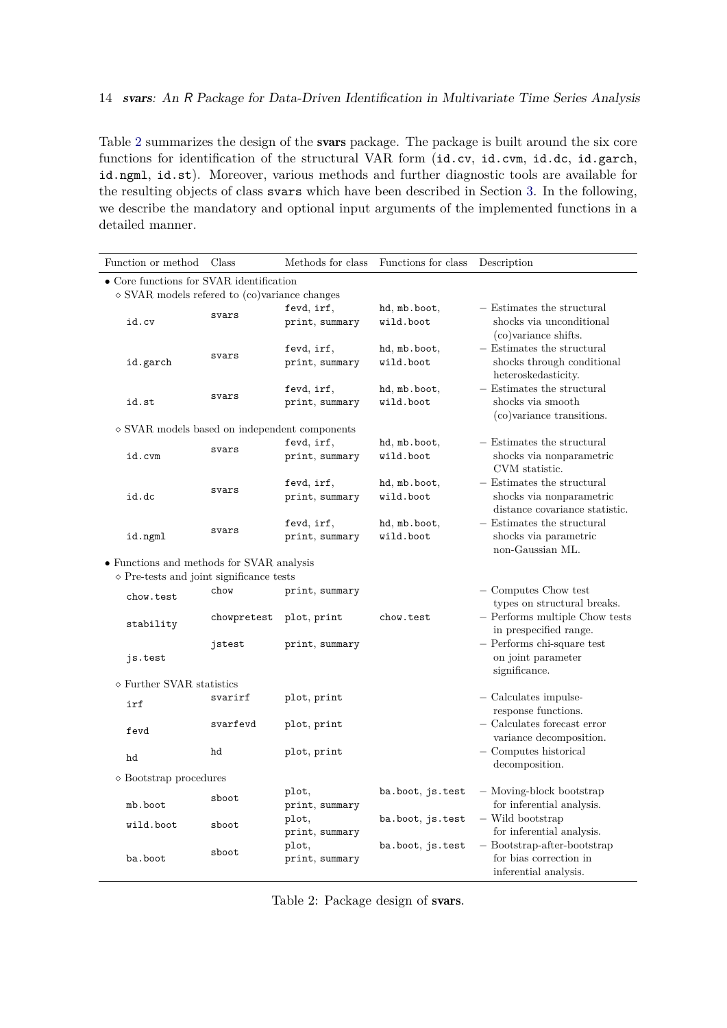Table 2 summarizes the design of the **svars** package. The package is built around the six core functions for identification of the structural VAR form (`id.cv`, `id.cvm`, `id.dc`, `id.garch`, `id.ngml`, `id.st`). Moreover, various methods and further diagnostic tools are available for the resulting objects of class `svars` which have been described in Section 3. In the following, we describe the mandatory and optional input arguments of the implemented functions in a detailed manner.

| Function or method | Class | Methods for class | Functions for class | Description |
|---|---|---|---|---|
| • Core functions for SVAR identification | | | | |
| ◇ SVAR models refered to (co)variance changes | | | | |
| `id.cv` | `svars` | `fevd`, `irf`, `print`, `summary` | `hd`, `mb.boot`, `wild.boot` | – Estimates the structural shocks via unconditional (co)variance shifts. |
| `id.garch` | `svars` | `fevd`, `irf`, `print`, `summary` | `hd`, `mb.boot`, `wild.boot` | – Estimates the structural shocks through conditional heteroskedasticity. |
| `id.st` | `svars` | `fevd`, `irf`, `print`, `summary` | `hd`, `mb.boot`, `wild.boot` | – Estimates the structural shocks via smooth (co)variance transitions. |
| ◇ SVAR models based on independent components | | | | |
| `id.cvm` | `svars` | `fevd`, `irf`, `print`, `summary` | `hd`, `mb.boot`, `wild.boot` | – Estimates the structural shocks via nonparametric CVM statistic. |
| `id.dc` | `svars` | `fevd`, `irf`, `print`, `summary` | `hd`, `mb.boot`, `wild.boot` | – Estimates the structural shocks via nonparametric distance covariance statistic. |
| `id.ngml` | `svars` | `fevd`, `irf`, `print`, `summary` | `hd`, `mb.boot`, `wild.boot` | – Estimates the structural shocks via parametric non-Gaussian ML. |
| • Functions and methods for SVAR analysis | | | | |
| ◇ Pre-tests and joint significance tests | | | | |
| `chow.test` | `chow` | `print`, `summary` | | – Computes Chow test types on structural breaks. |
| `stability` | `chowpretest` | `plot`, `print` | `chow.test` | – Performs multiple Chow tests in prespecified range. |
| `js.test` | `jstest` | `print`, `summary` | | – Performs chi-square test on joint parameter significance. |
| ◇ Further SVAR statistics | | | | |
| `irf` | `svarirf` | `plot`, `print` | | – Calculates impulse-response functions. |
| `fevd` | `svarfevd` | `plot`, `print` | | – Calculates forecast error variance decomposition. |
| `hd` | `hd` | `plot`, `print` | | – Computes historical decomposition. |
| ◇ Bootstrap procedures | | | | |
| `mb.boot` | `sboot` | `plot`, `print`, `summary` | `ba.boot`, `js.test` | – Moving-block bootstrap for inferential analysis. |
| `wild.boot` | `sboot` | `plot`, `print`, `summary` | `ba.boot`, `js.test` | – Wild bootstrap for inferential analysis. |
| `ba.boot` | `sboot` | `plot`, `print`, `summary` | `ba.boot`, `js.test` | – Bootstrap-after-bootstrap for bias correction in inferential analysis. |

Table 2: Package design of **svars**.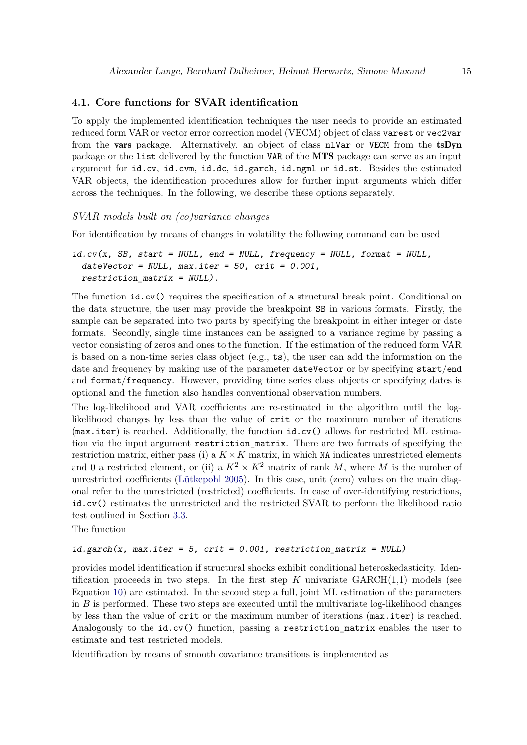### 4.1. Core functions for SVAR identification

To apply the implemented identification techniques the user needs to provide an estimated reduced form VAR or vector error correction model (VECM) object of class `varest` or `vec2var` from the **vars** package. Alternatively, an object of class `nlVar` or `VECM` from the **tsDyn** package or the `list` delivered by the function `VAR` of the **MTS** package can serve as an input argument for `id.cv`, `id.cvm`, `id.dc`, `id.garch`, `id.ngml` or `id.st`. Besides the estimated VAR objects, the identification procedures allow for further input arguments which differ across the techniques. In the following, we describe these options separately.

*SVAR models built on (co)variance changes*

For identification by means of changes in volatility the following command can be used

```
id.cv(x, SB, start = NULL, end = NULL, frequency = NULL, format = NULL,
  dateVector = NULL, max.iter = 50, crit = 0.001,
  restriction_matrix = NULL).
```

The function `id.cv()` requires the specification of a structural break point. Conditional on the data structure, the user may provide the breakpoint `SB` in various formats. Firstly, the sample can be separated into two parts by specifying the breakpoint in either integer or date formats. Secondly, single time instances can be assigned to a variance regime by passing a vector consisting of zeros and ones to the function. If the estimation of the reduced form VAR is based on a non-time series class object (e.g., `ts`), the user can add the information on the date and frequency by making use of the parameter `dateVector` or by specifying `start`/`end` and `format`/`frequency`. However, providing time series class objects or specifying dates is optional and the function also handles conventional observation numbers.

The log-likelihood and VAR coefficients are re-estimated in the algorithm until the log-likelihood changes by less than the value of `crit` or the maximum number of iterations (`max.iter`) is reached. Additionally, the function `id.cv()` allows for restricted ML estimation via the input argument `restriction_matrix`. There are two formats of specifying the restriction matrix, either pass (i) a $K \times K$ matrix, in which `NA` indicates unrestricted elements and 0 a restricted element, or (ii) a $K^2 \times K^2$ matrix of rank $M$, where $M$ is the number of unrestricted coefficients (Lütkepohl 2005). In this case, unit (zero) values on the main diagonal refer to the unrestricted (restricted) coefficients. In case of over-identifying restrictions, `id.cv()` estimates the unrestricted and the restricted SVAR to perform the likelihood ratio test outlined in Section 3.3.

The function

```
id.garch(x, max.iter = 5, crit = 0.001, restriction_matrix = NULL)
```

provides model identification if structural shocks exhibit conditional heteroskedasticity. Identification proceeds in two steps. In the first step $K$ univariate GARCH(1,1) models (see Equation 10) are estimated. In the second step a full, joint ML estimation of the parameters in $B$ is performed. These two steps are executed until the multivariate log-likelihood changes by less than the value of `crit` or the maximum number of iterations (`max.iter`) is reached. Analogously to the `id.cv()` function, passing a `restriction_matrix` enables the user to estimate and test restricted models.

Identification by means of smooth covariance transitions is implemented as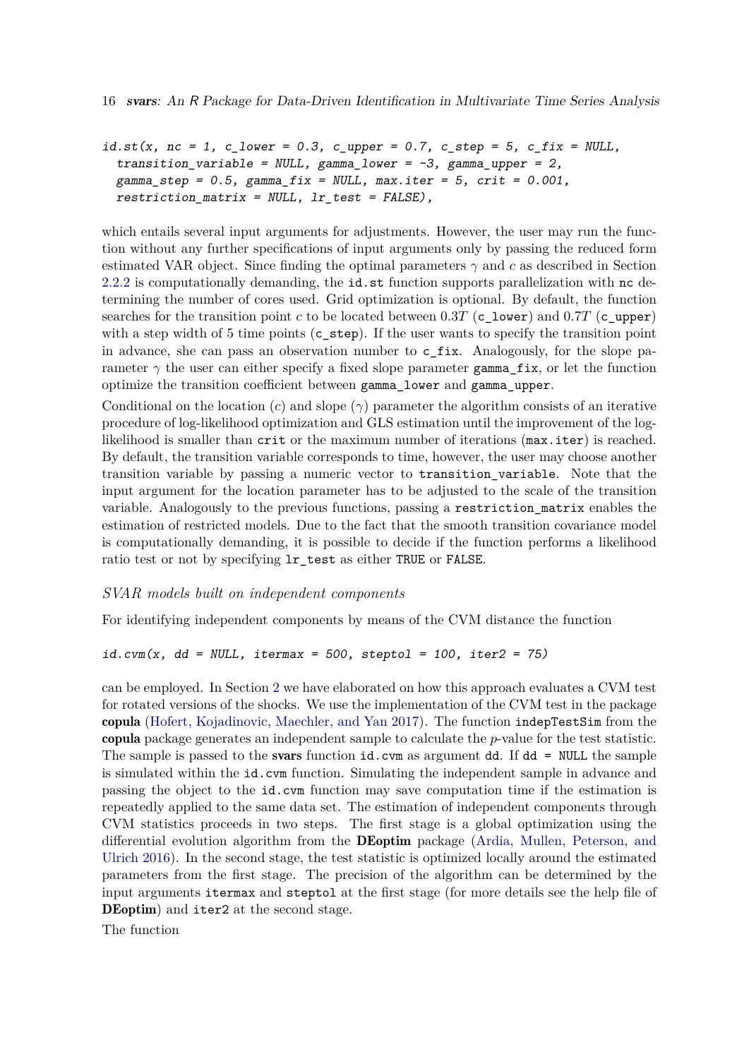```
id.st(x, nc = 1, c_lower = 0.3, c_upper = 0.7, c_step = 5, c_fix = NULL,
  transition_variable = NULL, gamma_lower = -3, gamma_upper = 2,
  gamma_step = 0.5, gamma_fix = NULL, max.iter = 5, crit = 0.001,
  restriction_matrix = NULL, lr_test = FALSE),
```

which entails several input arguments for adjustments. However, the user may run the function without any further specifications of input arguments only by passing the reduced form estimated VAR object. Since finding the optimal parameters $\gamma$ and $c$ as described in Section 2.2.2 is computationally demanding, the `id.st` function supports parallelization with `nc` determining the number of cores used. Grid optimization is optional. By default, the function searches for the transition point $c$ to be located between $0.3T$ (`c_lower`) and $0.7T$ (`c_upper`) with a step width of 5 time points (`c_step`). If the user wants to specify the transition point in advance, she can pass an observation number to `c_fix`. Analogously, for the slope parameter $\gamma$ the user can either specify a fixed slope parameter `gamma_fix`, or let the function optimize the transition coefficient between `gamma_lower` and `gamma_upper`.

Conditional on the location ($c$) and slope ($\gamma$) parameter the algorithm consists of an iterative procedure of log-likelihood optimization and GLS estimation until the improvement of the log-likelihood is smaller than `crit` or the maximum number of iterations (`max.iter`) is reached. By default, the transition variable corresponds to time, however, the user may choose another transition variable by passing a numeric vector to `transition_variable`. Note that the input argument for the location parameter has to be adjusted to the scale of the transition variable. Analogously to the previous functions, passing a `restriction_matrix` enables the estimation of restricted models. Due to the fact that the smooth transition covariance model is computationally demanding, it is possible to decide if the function performs a likelihood ratio test or not by specifying `lr_test` as either `TRUE` or `FALSE`.

*SVAR models built on independent components*

For identifying independent components by means of the CVM distance the function

```
id.cvm(x, dd = NULL, itermax = 500, steptol = 100, iter2 = 75)
```

can be employed. In Section 2 we have elaborated on how this approach evaluates a CVM test for rotated versions of the shocks. We use the implementation of the CVM test in the package **copula** (Hofert, Kojadinovic, Maechler, and Yan 2017). The function `indepTestSim` from the **copula** package generates an independent sample to calculate the $p$-value for the test statistic. The sample is passed to the **svars** function `id.cvm` as argument `dd`. If `dd = NULL` the sample is simulated within the `id.cvm` function. Simulating the independent sample in advance and passing the object to the `id.cvm` function may save computation time if the estimation is repeatedly applied to the same data set. The estimation of independent components through CVM statistics proceeds in two steps. The first stage is a global optimization using the differential evolution algorithm from the **DEoptim** package (Ardia, Mullen, Peterson, and Ulrich 2016). In the second stage, the test statistic is optimized locally around the estimated parameters from the first stage. The precision of the algorithm can be determined by the input arguments `itermax` and `steptol` at the first stage (for more details see the help file of **DEoptim**) and `iter2` at the second stage.

The function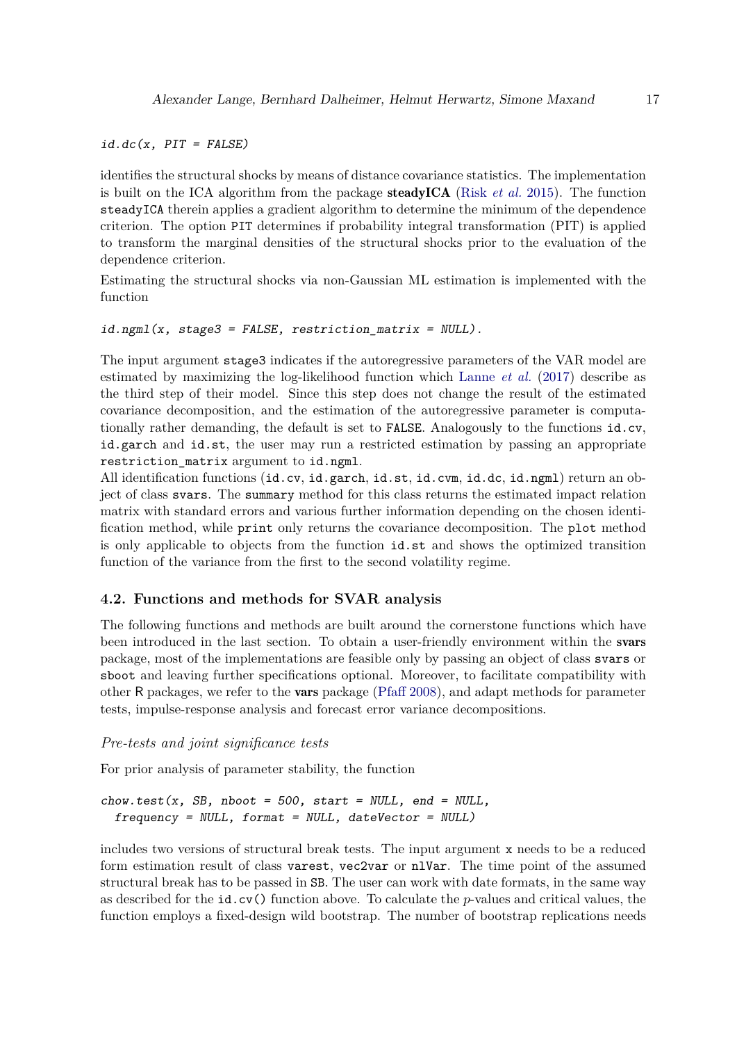```
id.dc(x, PIT = FALSE)
```

identifies the structural shocks by means of distance covariance statistics. The implementation is built on the ICA algorithm from the package **steadyICA** (Risk *et al.* 2015). The function `steadyICA` therein applies a gradient algorithm to determine the minimum of the dependence criterion. The option `PIT` determines if probability integral transformation (PIT) is applied to transform the marginal densities of the structural shocks prior to the evaluation of the dependence criterion.

Estimating the structural shocks via non-Gaussian ML estimation is implemented with the function

```
id.ngml(x, stage3 = FALSE, restriction_matrix = NULL).
```

The input argument `stage3` indicates if the autoregressive parameters of the VAR model are estimated by maximizing the log-likelihood function which Lanne *et al.* (2017) describe as the third step of their model. Since this step does not change the result of the estimated covariance decomposition, and the estimation of the autoregressive parameter is computationally rather demanding, the default is set to `FALSE`. Analogously to the functions `id.cv`, `id.garch` and `id.st`, the user may run a restricted estimation by passing an appropriate `restriction_matrix` argument to `id.ngml`.

All identification functions (`id.cv`, `id.garch`, `id.st`, `id.cvm`, `id.dc`, `id.ngml`) return an object of class `svars`. The `summary` method for this class returns the estimated impact relation matrix with standard errors and various further information depending on the chosen identification method, while `print` only returns the covariance decomposition. The `plot` method is only applicable to objects from the function `id.st` and shows the optimized transition function of the variance from the first to the second volatility regime.

### 4.2. Functions and methods for SVAR analysis

The following functions and methods are built around the cornerstone functions which have been introduced in the last section. To obtain a user-friendly environment within the **svars** package, most of the implementations are feasible only by passing an object of class `svars` or `sboot` and leaving further specifications optional. Moreover, to facilitate compatibility with other R packages, we refer to the **vars** package (Pfaff 2008), and adapt methods for parameter tests, impulse-response analysis and forecast error variance decompositions.

*Pre-tests and joint significance tests*

For prior analysis of parameter stability, the function

```
chow.test(x, SB, nboot = 500, start = NULL, end = NULL,
  frequency = NULL, format = NULL, dateVector = NULL)
```

includes two versions of structural break tests. The input argument `x` needs to be a reduced form estimation result of class `varest`, `vec2var` or `nlVar`. The time point of the assumed structural break has to be passed in `SB`. The user can work with date formats, in the same way as described for the `id.cv()` function above. To calculate the $p$-values and critical values, the function employs a fixed-design wild bootstrap. The number of bootstrap replications needs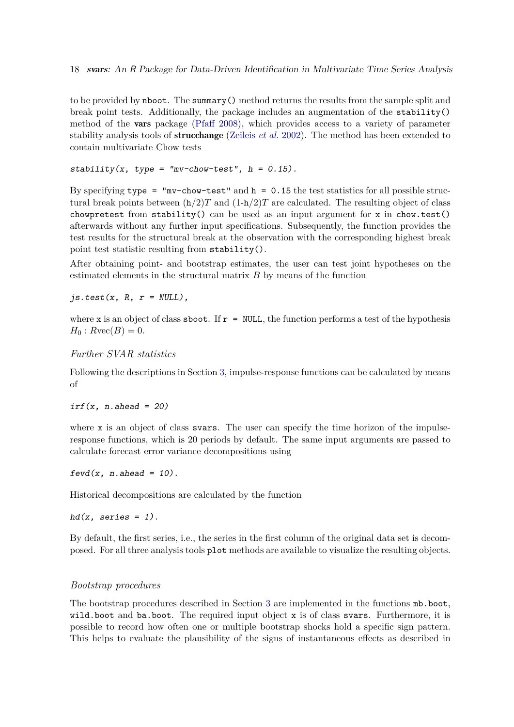to be provided by `nboot`. The `summary()` method returns the results from the sample split and break point tests. Additionally, the package includes an augmentation of the `stability()` method of the **vars** package (Pfaff 2008), which provides access to a variety of parameter stability analysis tools of **strucchange** (Zeileis *et al.* 2002). The method has been extended to contain multivariate Chow tests

```
stability(x, type = "mv-chow-test", h = 0.15).
```

By specifying `type = "mv-chow-test"` and `h = 0.15` the test statistics for all possible structural break points between $(\text{h}/2)T$ and $(1\text{-h}/2)T$ are calculated. The resulting object of class `chowpretest` from `stability()` can be used as an input argument for `x` in `chow.test()` afterwards without any further input specifications. Subsequently, the function provides the test results for the structural break at the observation with the corresponding highest break point test statistic resulting from `stability()`.

After obtaining point- and bootstrap estimates, the user can test joint hypotheses on the estimated elements in the structural matrix $B$ by means of the function

```
js.test(x, R, r = NULL),
```

where `x` is an object of class `sboot`. If `r = NULL`, the function performs a test of the hypothesis $H_0 : R\text{vec}(B) = 0$.

*Further SVAR statistics*

Following the descriptions in Section 3, impulse-response functions can be calculated by means of

```
irf(x, n.ahead = 20)
```

where `x` is an object of class `svars`. The user can specify the time horizon of the impulse-response functions, which is 20 periods by default. The same input arguments are passed to calculate forecast error variance decompositions using

```
fevd(x, n.ahead = 10).
```

Historical decompositions are calculated by the function

```
hd(x, series = 1).
```

By default, the first series, i.e., the series in the first column of the original data set is decomposed. For all three analysis tools `plot` methods are available to visualize the resulting objects.

*Bootstrap procedures*

The bootstrap procedures described in Section 3 are implemented in the functions `mb.boot`, `wild.boot` and `ba.boot`. The required input object `x` is of class `svars`. Furthermore, it is possible to record how often one or multiple bootstrap shocks hold a specific sign pattern. This helps to evaluate the plausibility of the signs of instantaneous effects as described in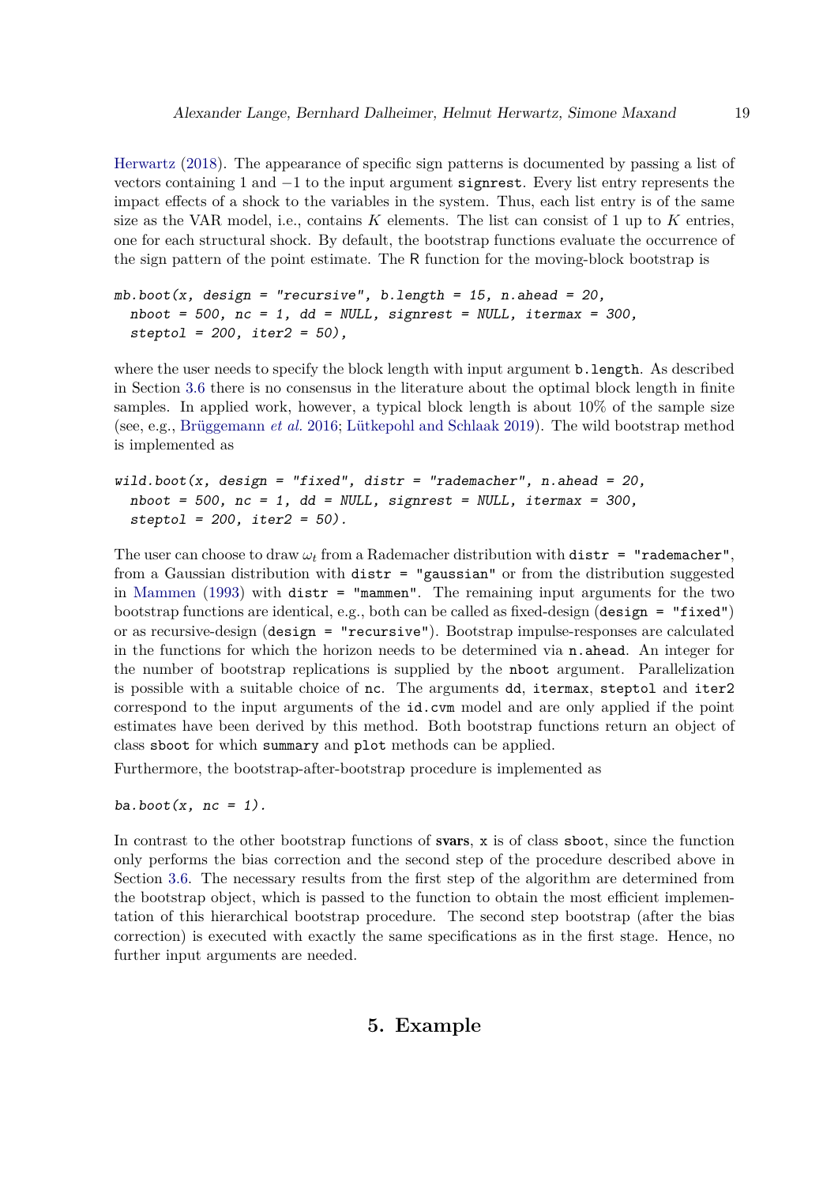Herwartz (2018). The appearance of specific sign patterns is documented by passing a list of vectors containing 1 and $-1$ to the input argument `signrest`. Every list entry represents the impact effects of a shock to the variables in the system. Thus, each list entry is of the same size as the VAR model, i.e., contains $K$ elements. The list can consist of 1 up to $K$ entries, one for each structural shock. By default, the bootstrap functions evaluate the occurrence of the sign pattern of the point estimate. The R function for the moving-block bootstrap is

```
mb.boot(x, design = "recursive", b.length = 15, n.ahead = 20,
  nboot = 500, nc = 1, dd = NULL, signrest = NULL, itermax = 300,
  steptol = 200, iter2 = 50),
```

where the user needs to specify the block length with input argument `b.length`. As described in Section 3.6 there is no consensus in the literature about the optimal block length in finite samples. In applied work, however, a typical block length is about 10% of the sample size (see, e.g., Brüggemann *et al.* 2016; Lütkepohl and Schlaak 2019). The wild bootstrap method is implemented as

```
wild.boot(x, design = "fixed", distr = "rademacher", n.ahead = 20,
  nboot = 500, nc = 1, dd = NULL, signrest = NULL, itermax = 300,
  steptol = 200, iter2 = 50).
```

The user can choose to draw $\omega_t$ from a Rademacher distribution with `distr = "rademacher"`, from a Gaussian distribution with `distr = "gaussian"` or from the distribution suggested in Mammen (1993) with `distr = "mammen"`. The remaining input arguments for the two bootstrap functions are identical, e.g., both can be called as fixed-design (`design = "fixed"`) or as recursive-design (`design = "recursive"`). Bootstrap impulse-responses are calculated in the functions for which the horizon needs to be determined via `n.ahead`. An integer for the number of bootstrap replications is supplied by the `nboot` argument. Parallelization is possible with a suitable choice of `nc`. The arguments `dd`, `itermax`, `steptol` and `iter2` correspond to the input arguments of the `id.cvm` model and are only applied if the point estimates have been derived by this method. Both bootstrap functions return an object of class `sboot` for which `summary` and `plot` methods can be applied.

Furthermore, the bootstrap-after-bootstrap procedure is implemented as

```
ba.boot(x, nc = 1).
```

In contrast to the other bootstrap functions of **svars**, `x` is of class `sboot`, since the function only performs the bias correction and the second step of the procedure described above in Section 3.6. The necessary results from the first step of the algorithm are determined from the bootstrap object, which is passed to the function to obtain the most efficient implementation of this hierarchical bootstrap procedure. The second step bootstrap (after the bias correction) is executed with exactly the same specifications as in the first stage. Hence, no further input arguments are needed.

## 5. Example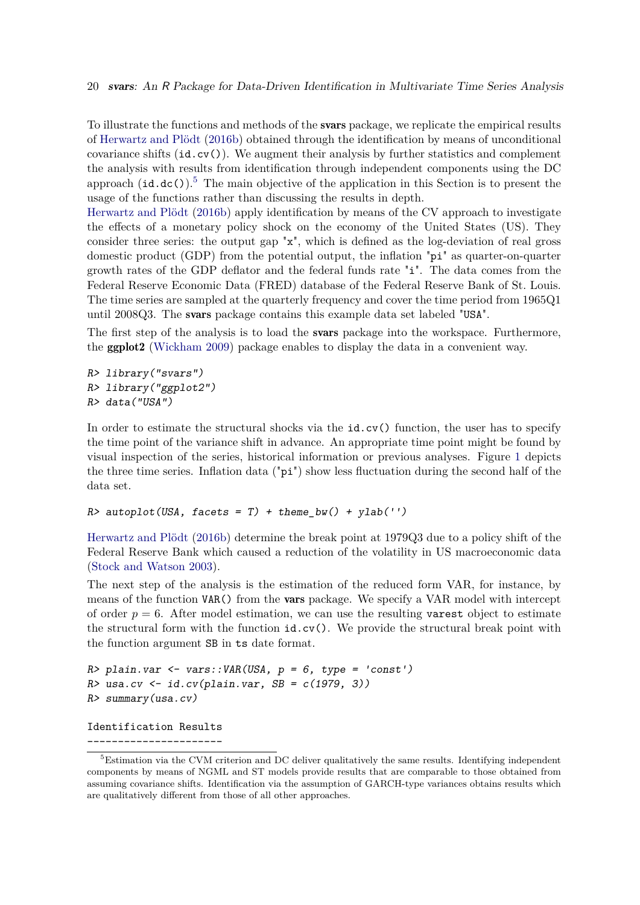To illustrate the functions and methods of the **svars** package, we replicate the empirical results of Herwartz and Plödt (2016b) obtained through the identification by means of unconditional covariance shifts (`id.cv()`). We augment their analysis by further statistics and complement the analysis with results from identification through independent components using the DC approach (`id.dc()`).[5] The main objective of the application in this Section is to present the usage of the functions rather than discussing the results in depth.

Herwartz and Plödt (2016b) apply identification by means of the CV approach to investigate the effects of a monetary policy shock on the economy of the United States (US). They consider three series: the output gap `"x"`, which is defined as the log-deviation of real gross domestic product (GDP) from the potential output, the inflation `"pi"` as quarter-on-quarter growth rates of the GDP deflator and the federal funds rate `"i"`. The data comes from the Federal Reserve Economic Data (FRED) database of the Federal Reserve Bank of St. Louis. The time series are sampled at the quarterly frequency and cover the time period from 1965Q1 until 2008Q3. The **svars** package contains this example data set labeled `"USA"`.

The first step of the analysis is to load the **svars** package into the workspace. Furthermore, the **ggplot2** (Wickham 2009) package enables to display the data in a convenient way.

```
R> library("svars")
R> library("ggplot2")
R> data("USA")
```

In order to estimate the structural shocks via the `id.cv()` function, the user has to specify the time point of the variance shift in advance. An appropriate time point might be found by visual inspection of the series, historical information or previous analyses. Figure 1 depicts the three time series. Inflation data (`"pi"`) show less fluctuation during the second half of the data set.

```
R> autoplot(USA, facets = T) + theme_bw() + ylab('')
```

Herwartz and Plödt (2016b) determine the break point at 1979Q3 due to a policy shift of the Federal Reserve Bank which caused a reduction of the volatility in US macroeconomic data (Stock and Watson 2003).

The next step of the analysis is the estimation of the reduced form VAR, for instance, by means of the function `VAR()` from the **vars** package. We specify a VAR model with intercept of order $p = 6$. After model estimation, we can use the resulting `varest` object to estimate the structural form with the function `id.cv()`. We provide the structural break point with the function argument `SB` in `ts` date format.

```
R> plain.var <- vars::VAR(USA, p = 6, type = 'const')
R> usa.cv <- id.cv(plain.var, SB = c(1979, 3))
R> summary(usa.cv)

Identification Results
----------------------
```

[5] Estimation via the CVM criterion and DC deliver qualitatively the same results. Identifying independent components by means of NGML and ST models provide results that are comparable to those obtained from assuming covariance shifts. Identification via the assumption of GARCH-type variances obtains results which are qualitatively different from those of all other approaches.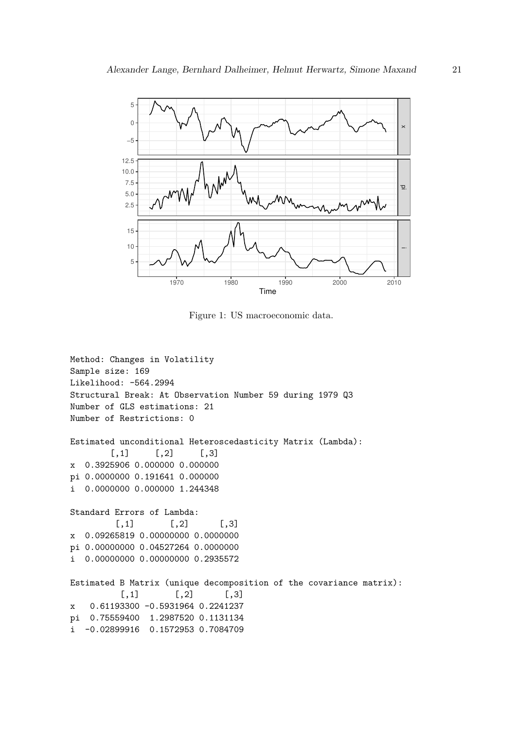Figure 1: US macroeconomic data.

```
Method: Changes in Volatility
Sample size: 169
Likelihood: -564.2994
Structural Break: At Observation Number 59 during 1979 Q3
Number of GLS estimations: 21
Number of Restrictions: 0

Estimated unconditional Heteroscedasticity Matrix (Lambda):
        [,1]     [,2]     [,3]
x  0.3925906 0.000000 0.000000
pi 0.0000000 0.191641 0.000000
i  0.0000000 0.000000 1.244348

Standard Errors of Lambda:
         [,1]       [,2]      [,3]
x  0.09265819 0.00000000 0.0000000
pi 0.00000000 0.04527264 0.0000000
i  0.00000000 0.00000000 0.2935572

Estimated B Matrix (unique decomposition of the covariance matrix):
          [,1]       [,2]      [,3]
x   0.61193300 -0.5931964 0.2241237
pi  0.75559400  1.2987520 0.1131134
i  -0.02899916  0.1572953 0.7084709
```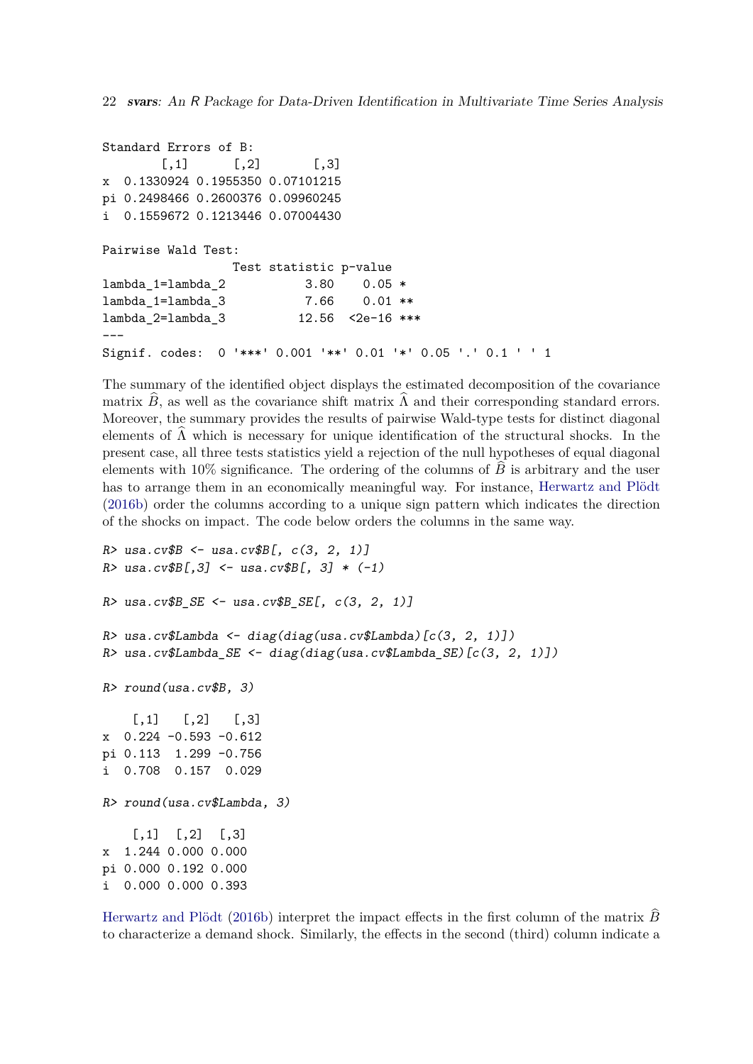```
Standard Errors of B:
        [,1]      [,2]       [,3]
x  0.1330924 0.1955350 0.07101215
pi 0.2498466 0.2600376 0.09960245
i  0.1559672 0.1213446 0.07004430

Pairwise Wald Test:
                  Test statistic p-value
lambda_1=lambda_2           3.80    0.05 *
lambda_1=lambda_3           7.66    0.01 **
lambda_2=lambda_3          12.56  <2e-16 ***
---
Signif. codes:  0 '***' 0.001 '**' 0.01 '*' 0.05 '.' 0.1 ' ' 1
```

The summary of the identified object displays the estimated decomposition of the covariance matrix $\widehat{B}$, as well as the covariance shift matrix $\widehat{\Lambda}$ and their corresponding standard errors. Moreover, the summary provides the results of pairwise Wald-type tests for distinct diagonal elements of $\widehat{\Lambda}$ which is necessary for unique identification of the structural shocks. In the present case, all three tests statistics yield a rejection of the null hypotheses of equal diagonal elements with 10% significance. The ordering of the columns of $\widehat{B}$ is arbitrary and the user has to arrange them in an economically meaningful way. For instance, Herwartz and Plödt (2016b) order the columns according to a unique sign pattern which indicates the direction of the shocks on impact. The code below orders the columns in the same way.

```
R> usa.cv$B <- usa.cv$B[, c(3, 2, 1)]
R> usa.cv$B[,3] <- usa.cv$B[, 3] * (-1)

R> usa.cv$B_SE <- usa.cv$B_SE[, c(3, 2, 1)]

R> usa.cv$Lambda <- diag(diag(usa.cv$Lambda)[c(3, 2, 1)])
R> usa.cv$Lambda_SE <- diag(diag(usa.cv$Lambda_SE)[c(3, 2, 1)])

R> round(usa.cv$B, 3)

    [,1]   [,2]   [,3]
x  0.224 -0.593 -0.612
pi 0.113  1.299 -0.756
i  0.708  0.157  0.029

R> round(usa.cv$Lambda, 3)

    [,1]  [,2]  [,3]
x  1.244 0.000 0.000
pi 0.000 0.192 0.000
i  0.000 0.000 0.393
```

Herwartz and Plödt (2016b) interpret the impact effects in the first column of the matrix $\widehat{B}$ to characterize a demand shock. Similarly, the effects in the second (third) column indicate a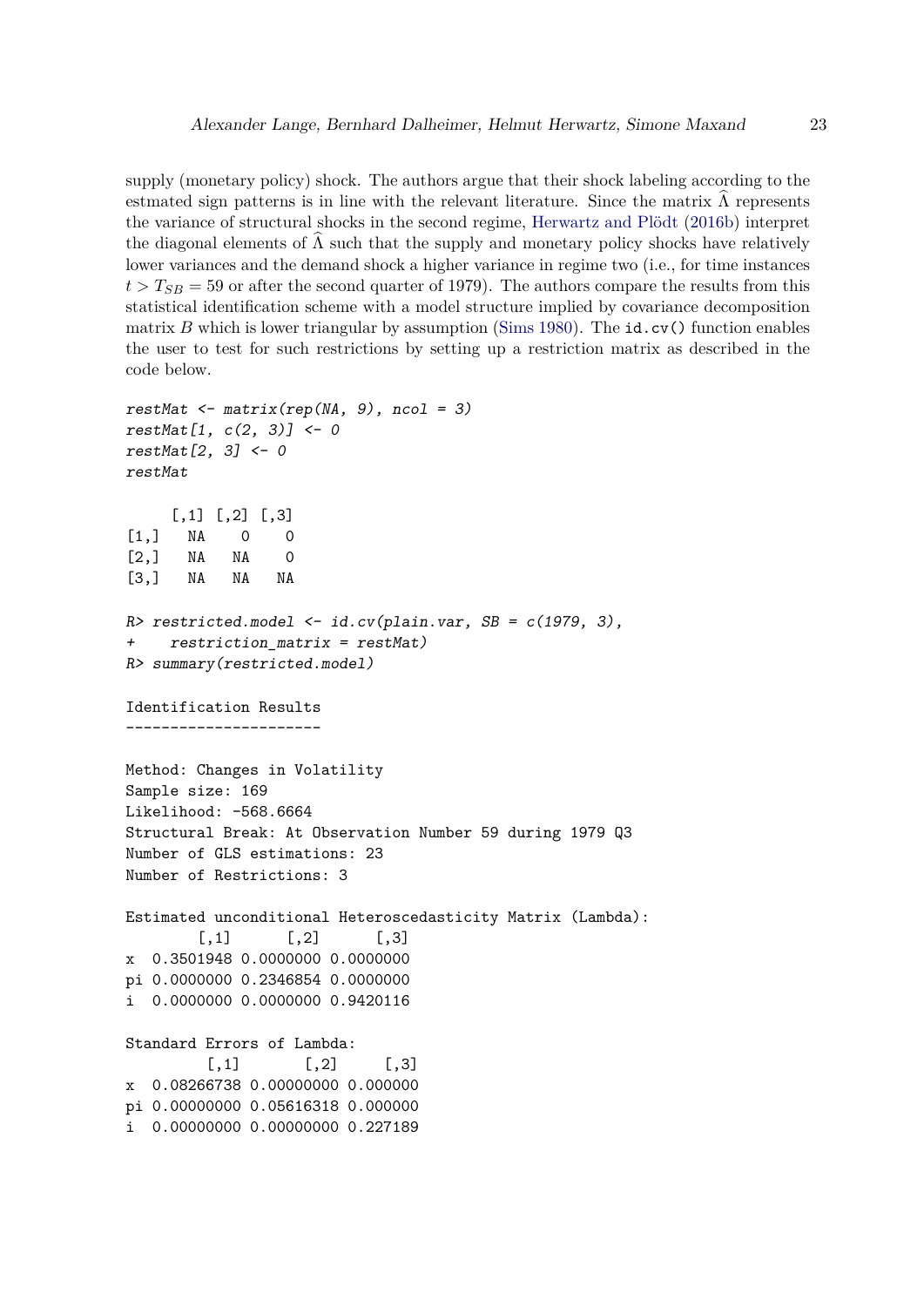supply (monetary policy) shock. The authors argue that their shock labeling according to the estmated sign patterns is in line with the relevant literature. Since the matrix $\widehat{\Lambda}$ represents the variance of structural shocks in the second regime, Herwartz and Plödt (2016b) interpret the diagonal elements of $\widehat{\Lambda}$ such that the supply and monetary policy shocks have relatively lower variances and the demand shock a higher variance in regime two (i.e., for time instances $t > T_{SB} = 59$ or after the second quarter of 1979). The authors compare the results from this statistical identification scheme with a model structure implied by covariance decomposition matrix $B$ which is lower triangular by assumption (Sims 1980). The `id.cv()` function enables the user to test for such restrictions by setting up a restriction matrix as described in the code below.

```
restMat <- matrix(rep(NA, 9), ncol = 3)
restMat[1, c(2, 3)] <- 0
restMat[2, 3] <- 0
restMat

     [,1] [,2] [,3]
[1,]   NA    0    0
[2,]   NA   NA    0
[3,]   NA   NA   NA

R> restricted.model <- id.cv(plain.var, SB = c(1979, 3),
+    restriction_matrix = restMat)
R> summary(restricted.model)

Identification Results
----------------------

Method: Changes in Volatility
Sample size: 169
Likelihood: -568.6664
Structural Break: At Observation Number 59 during 1979 Q3
Number of GLS estimations: 23
Number of Restrictions: 3

Estimated unconditional Heteroscedasticity Matrix (Lambda):
        [,1]      [,2]      [,3]
x  0.3501948 0.0000000 0.0000000
pi 0.0000000 0.2346854 0.0000000
i  0.0000000 0.0000000 0.9420116

Standard Errors of Lambda:
         [,1]       [,2]     [,3]
x  0.08266738 0.00000000 0.000000
pi 0.00000000 0.05616318 0.000000
i  0.00000000 0.00000000 0.227189
```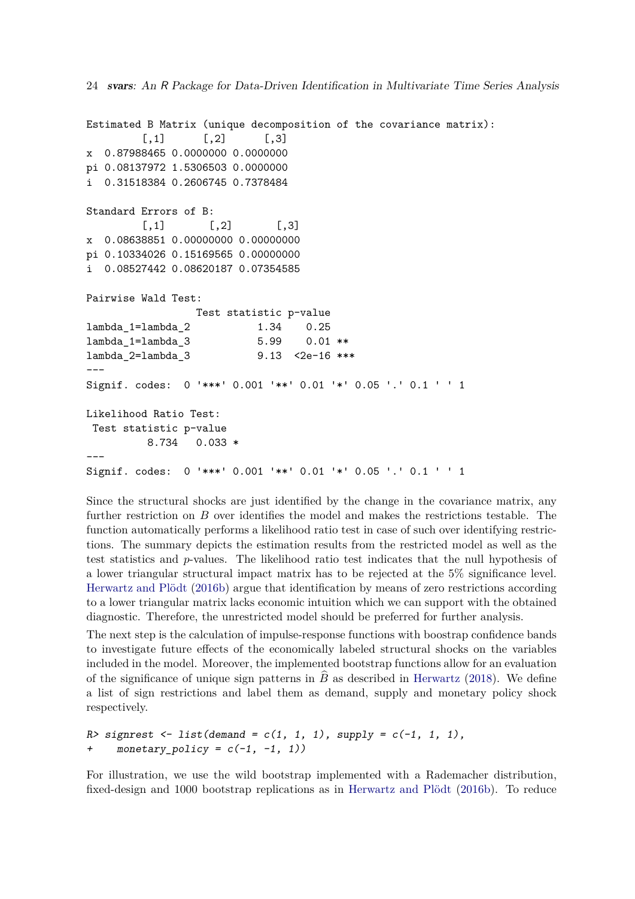```
Estimated B Matrix (unique decomposition of the covariance matrix):
         [,1]      [,2]      [,3]
x  0.87988465 0.0000000 0.0000000
pi 0.08137972 1.5306503 0.0000000
i  0.31518384 0.2606745 0.7378484

Standard Errors of B:
         [,1]       [,2]       [,3]
x  0.08638851 0.00000000 0.00000000
pi 0.10334026 0.15169565 0.00000000
i  0.08527442 0.08620187 0.07354585

Pairwise Wald Test:
                  Test statistic p-value
lambda_1=lambda_2           1.34    0.25
lambda_1=lambda_3           5.99    0.01 **
lambda_2=lambda_3           9.13  <2e-16 ***
---
Signif. codes:  0 '***' 0.001 '**' 0.01 '*' 0.05 '.' 0.1 ' ' 1

Likelihood Ratio Test:
 Test statistic p-value
          8.734   0.033 *
---
Signif. codes:  0 '***' 0.001 '**' 0.01 '*' 0.05 '.' 0.1 ' ' 1
```

Since the structural shocks are just identified by the change in the covariance matrix, any further restriction on $B$ over identifies the model and makes the restrictions testable. The function automatically performs a likelihood ratio test in case of such over identifying restrictions. The summary depicts the estimation results from the restricted model as well as the test statistics and $p$-values. The likelihood ratio test indicates that the null hypothesis of a lower triangular structural impact matrix has to be rejected at the 5% significance level. Herwartz and Plödt (2016b) argue that identification by means of zero restrictions according to a lower triangular matrix lacks economic intuition which we can support with the obtained diagnostic. Therefore, the unrestricted model should be preferred for further analysis.

The next step is the calculation of impulse-response functions with boostrap confidence bands to investigate future effects of the economically labeled structural shocks on the variables included in the model. Moreover, the implemented bootstrap functions allow for an evaluation of the significance of unique sign patterns in $\widehat{B}$ as described in Herwartz (2018). We define a list of sign restrictions and label them as demand, supply and monetary policy shock respectively.

```
R> signrest <- list(demand = c(1, 1, 1), supply = c(-1, 1, 1),
+    monetary_policy = c(-1, -1, 1))
```

For illustration, we use the wild bootstrap implemented with a Rademacher distribution, fixed-design and 1000 bootstrap replications as in Herwartz and Plödt (2016b). To reduce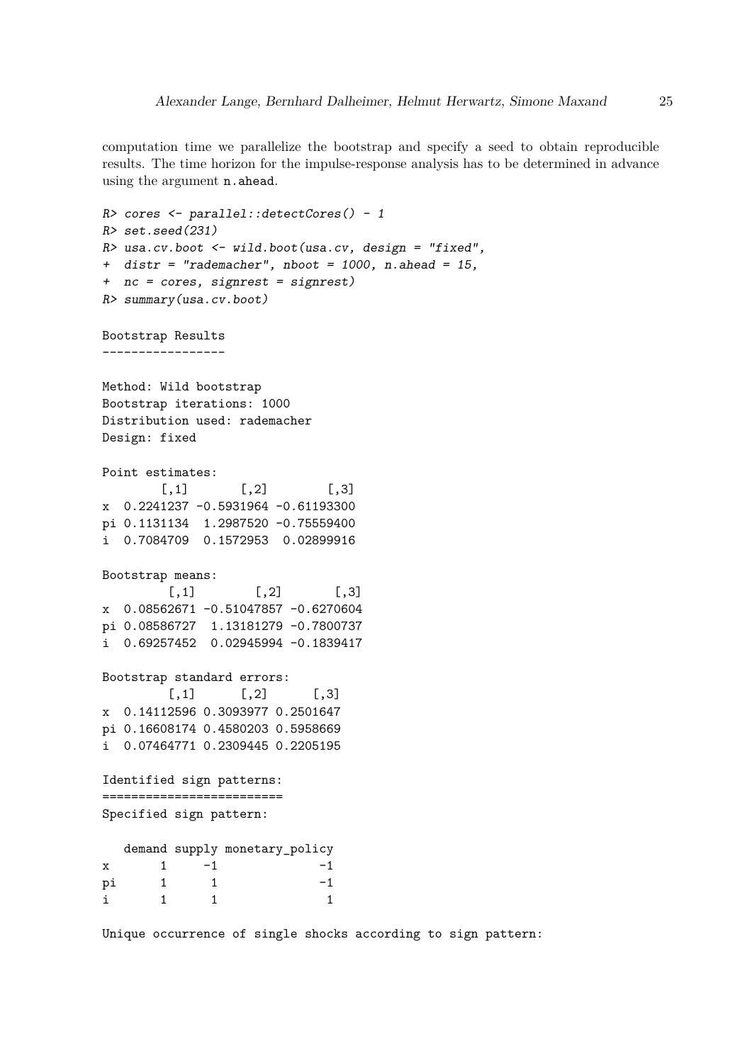computation time we parallelize the bootstrap and specify a seed to obtain reproducible results. The time horizon for the impulse-response analysis has to be determined in advance using the argument `n.ahead`.

```
R> cores <- parallel::detectCores() - 1
R> set.seed(231)
R> usa.cv.boot <- wild.boot(usa.cv, design = "fixed",
+  distr = "rademacher", nboot = 1000, n.ahead = 15,
+  nc = cores, signrest = signrest)
R> summary(usa.cv.boot)

Bootstrap Results
-----------------

Method: Wild bootstrap
Bootstrap iterations: 1000
Distribution used: rademacher
Design: fixed

Point estimates:
        [,1]       [,2]        [,3]
x  0.2241237 -0.5931964 -0.61193300
pi 0.1131134  1.2987520 -0.75559400
i  0.7084709  0.1572953  0.02899916

Bootstrap means:
         [,1]        [,2]       [,3]
x  0.08562671 -0.51047857 -0.6270604
pi 0.08586727  1.13181279 -0.7800737
i  0.69257452  0.02945994 -0.1839417

Bootstrap standard errors:
         [,1]      [,2]      [,3]
x  0.14112596 0.3093977 0.2501647
pi 0.16608174 0.4580203 0.5958669
i  0.07464771 0.2309445 0.2205195

Identified sign patterns:
=========================
Specified sign pattern:

   demand supply monetary_policy
x       1     -1              -1
pi      1      1              -1
i       1      1               1

Unique occurrence of single shocks according to sign pattern:
```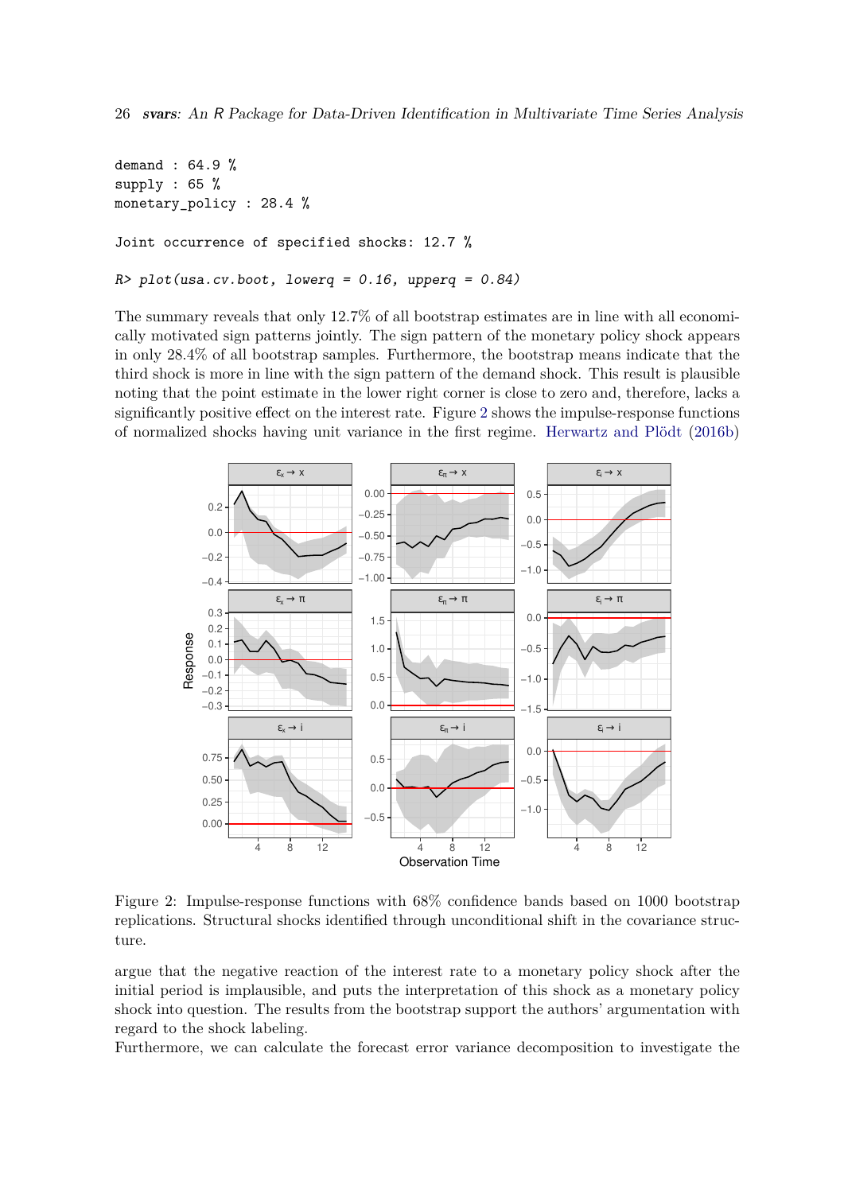```
demand : 64.9 %
supply : 65 %
monetary_policy : 28.4 %

Joint occurrence of specified shocks: 12.7 %

R> plot(usa.cv.boot, lowerq = 0.16, upperq = 0.84)
```

The summary reveals that only 12.7% of all bootstrap estimates are in line with all economically motivated sign patterns jointly. The sign pattern of the monetary policy shock appears in only 28.4% of all bootstrap samples. Furthermore, the bootstrap means indicate that the third shock is more in line with the sign pattern of the demand shock. This result is plausible noting that the point estimate in the lower right corner is close to zero and, therefore, lacks a significantly positive effect on the interest rate. Figure 2 shows the impulse-response functions of normalized shocks having unit variance in the first regime. Herwartz and Plödt (2016b)

Figure 2: Impulse-response functions with 68% confidence bands based on 1000 bootstrap replications. Structural shocks identified through unconditional shift in the covariance structure.

argue that the negative reaction of the interest rate to a monetary policy shock after the initial period is implausible, and puts the interpretation of this shock as a monetary policy shock into question. The results from the bootstrap support the authors' argumentation with regard to the shock labeling.

Furthermore, we can calculate the forecast error variance decomposition to investigate the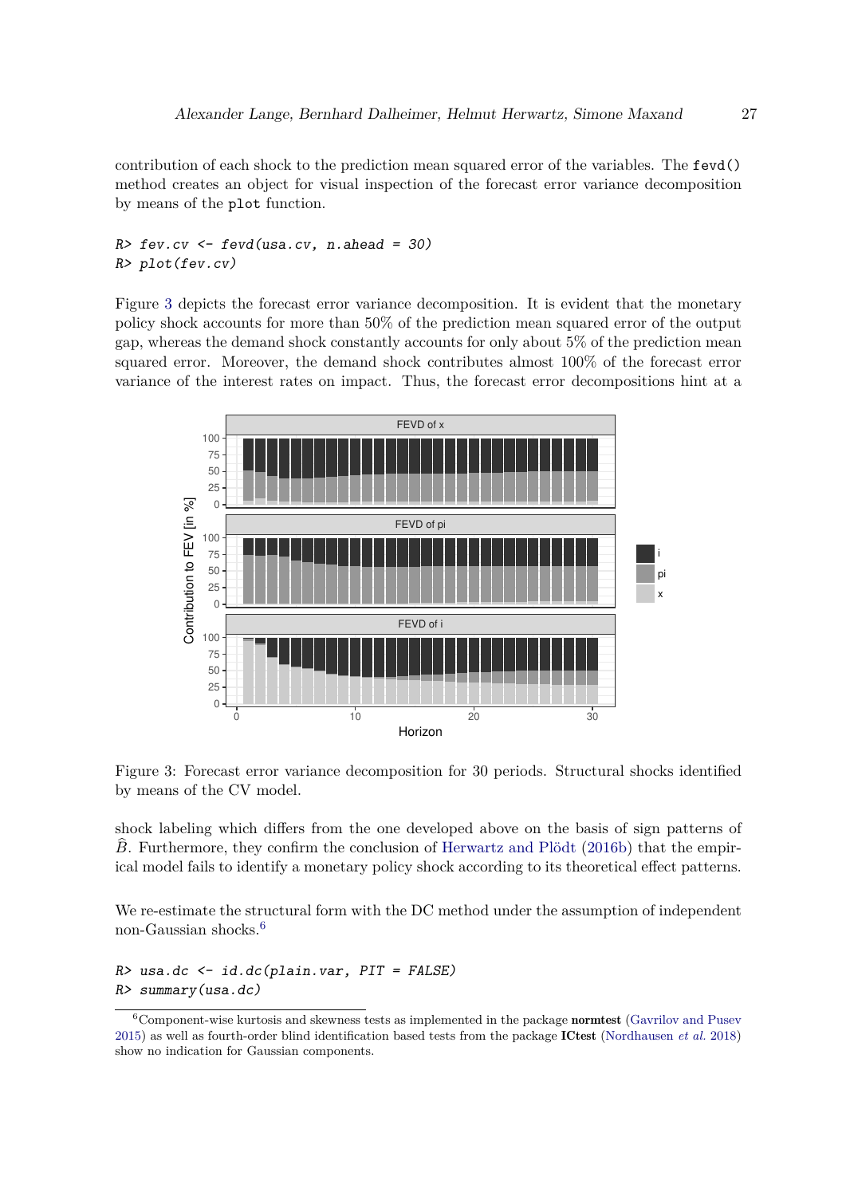contribution of each shock to the prediction mean squared error of the variables. The `fevd()` method creates an object for visual inspection of the forecast error variance decomposition by means of the `plot` function.

```
R> fev.cv <- fevd(usa.cv, n.ahead = 30)
R> plot(fev.cv)
```

Figure 3 depicts the forecast error variance decomposition. It is evident that the monetary policy shock accounts for more than 50% of the prediction mean squared error of the output gap, whereas the demand shock constantly accounts for only about 5% of the prediction mean squared error. Moreover, the demand shock contributes almost 100% of the forecast error variance of the interest rates on impact. Thus, the forecast error decompositions hint at a

Figure 3: Forecast error variance decomposition for 30 periods. Structural shocks identified by means of the CV model.

shock labeling which differs from the one developed above on the basis of sign patterns of $\widehat{B}$. Furthermore, they confirm the conclusion of Herwartz and Plödt (2016b) that the empirical model fails to identify a monetary policy shock according to its theoretical effect patterns.

We re-estimate the structural form with the DC method under the assumption of independent non-Gaussian shocks.[6]

```
R> usa.dc <- id.dc(plain.var, PIT = FALSE)
R> summary(usa.dc)
```

[6] Component-wise kurtosis and skewness tests as implemented in the package **normtest** (Gavrilov and Pusev 2015) as well as fourth-order blind identification based tests from the package **ICtest** (Nordhausen *et al.* 2018) show no indication for Gaussian components.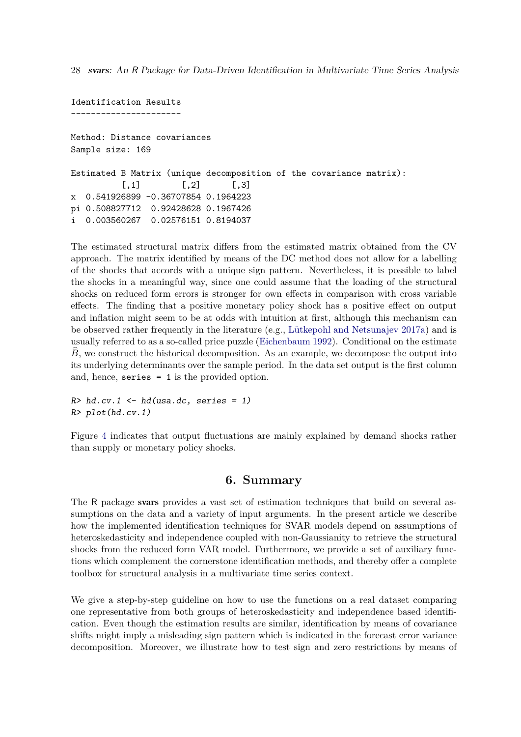```
Identification Results
----------------------

Method: Distance covariances
Sample size: 169

Estimated B Matrix (unique decomposition of the covariance matrix):
          [,1]        [,2]      [,3]
x  0.541926899 -0.36707854 0.1964223
pi 0.508827712  0.92428628 0.1967426
i  0.003560267  0.02576151 0.8194037
```

The estimated structural matrix differs from the estimated matrix obtained from the CV approach. The matrix identified by means of the DC method does not allow for a labelling of the shocks that accords with a unique sign pattern. Nevertheless, it is possible to label the shocks in a meaningful way, since one could assume that the loading of the structural shocks on reduced form errors is stronger for own effects in comparison with cross variable effects. The finding that a positive monetary policy shock has a positive effect on output and inflation might seem to be at odds with intuition at first, although this mechanism can be observed rather frequently in the literature (e.g., Lütkepohl and Netsunajev 2017a) and is usually referred to as a so-called price puzzle (Eichenbaum 1992). Conditional on the estimate $\widehat{B}$, we construct the historical decomposition. As an example, we decompose the output into its underlying determinants over the sample period. In the data set output is the first column and, hence, `series = 1` is the provided option.

```
R> hd.cv.1 <- hd(usa.dc, series = 1)
R> plot(hd.cv.1)
```

Figure 4 indicates that output fluctuations are mainly explained by demand shocks rather than supply or monetary policy shocks.

## 6. Summary

The R package **svars** provides a vast set of estimation techniques that build on several assumptions on the data and a variety of input arguments. In the present article we describe how the implemented identification techniques for SVAR models depend on assumptions of heteroskedasticity and independence coupled with non-Gaussianity to retrieve the structural shocks from the reduced form VAR model. Furthermore, we provide a set of auxiliary functions which complement the cornerstone identification methods, and thereby offer a complete toolbox for structural analysis in a multivariate time series context.

We give a step-by-step guideline on how to use the functions on a real dataset comparing one representative from both groups of heteroskedasticity and independence based identification. Even though the estimation results are similar, identification by means of covariance shifts might imply a misleading sign pattern which is indicated in the forecast error variance decomposition. Moreover, we illustrate how to test sign and zero restrictions by means of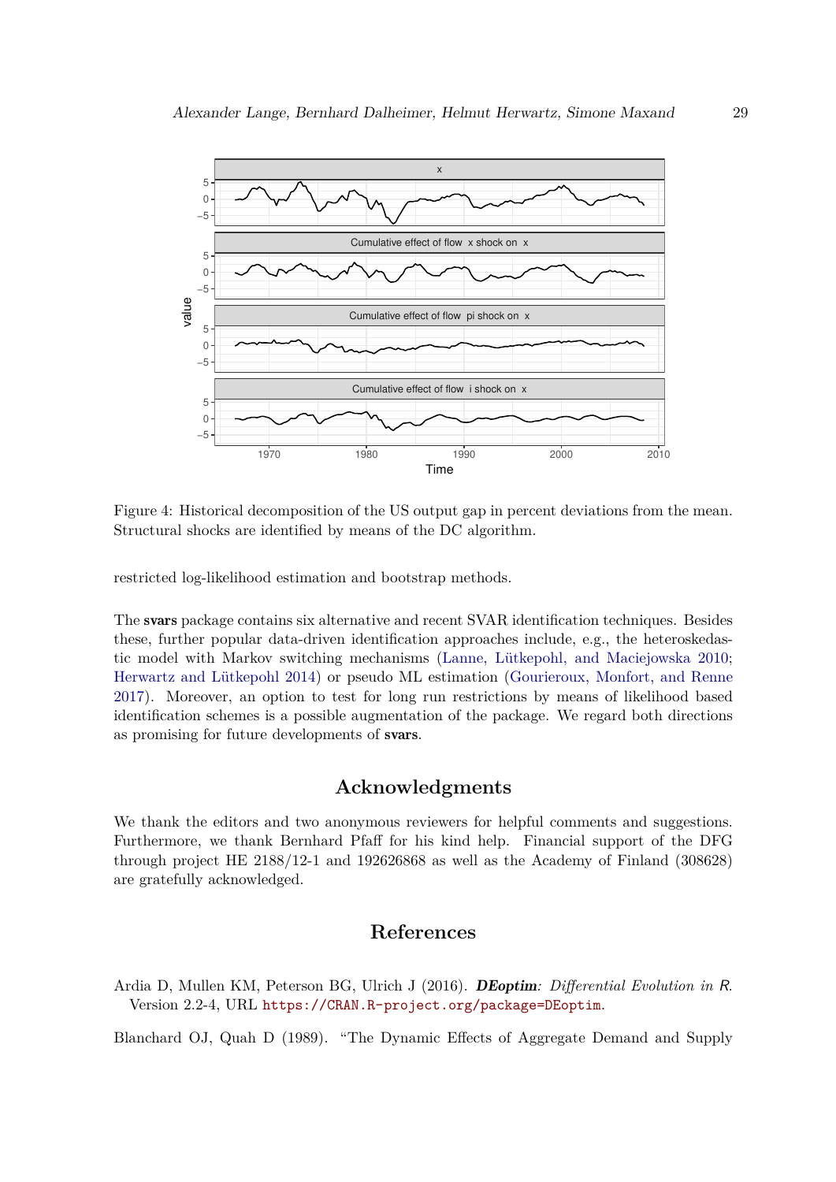Figure 4: Historical decomposition of the US output gap in percent deviations from the mean. Structural shocks are identified by means of the DC algorithm.

restricted log-likelihood estimation and bootstrap methods.

The **svars** package contains six alternative and recent SVAR identification techniques. Besides these, further popular data-driven identification approaches include, e.g., the heteroskedastic model with Markov switching mechanisms (Lanne, Lütkepohl, and Maciejowska 2010; Herwartz and Lütkepohl 2014) or pseudo ML estimation (Gourieroux, Monfort, and Renne 2017). Moreover, an option to test for long run restrictions by means of likelihood based identification schemes is a possible augmentation of the package. We regard both directions as promising for future developments of **svars**.

## Acknowledgments

We thank the editors and two anonymous reviewers for helpful comments and suggestions. Furthermore, we thank Bernhard Pfaff for his kind help. Financial support of the DFG through project HE 2188/12-1 and 192626868 as well as the Academy of Finland (308628) are gratefully acknowledged.

## References

Ardia D, Mullen KM, Peterson BG, Ulrich J (2016). ***DEoptim**: Differential Evolution in R*. Version 2.2-4, URL https://CRAN.R-project.org/package=DEoptim.

Blanchard OJ, Quah D (1989). "The Dynamic Effects of Aggregate Demand and Supply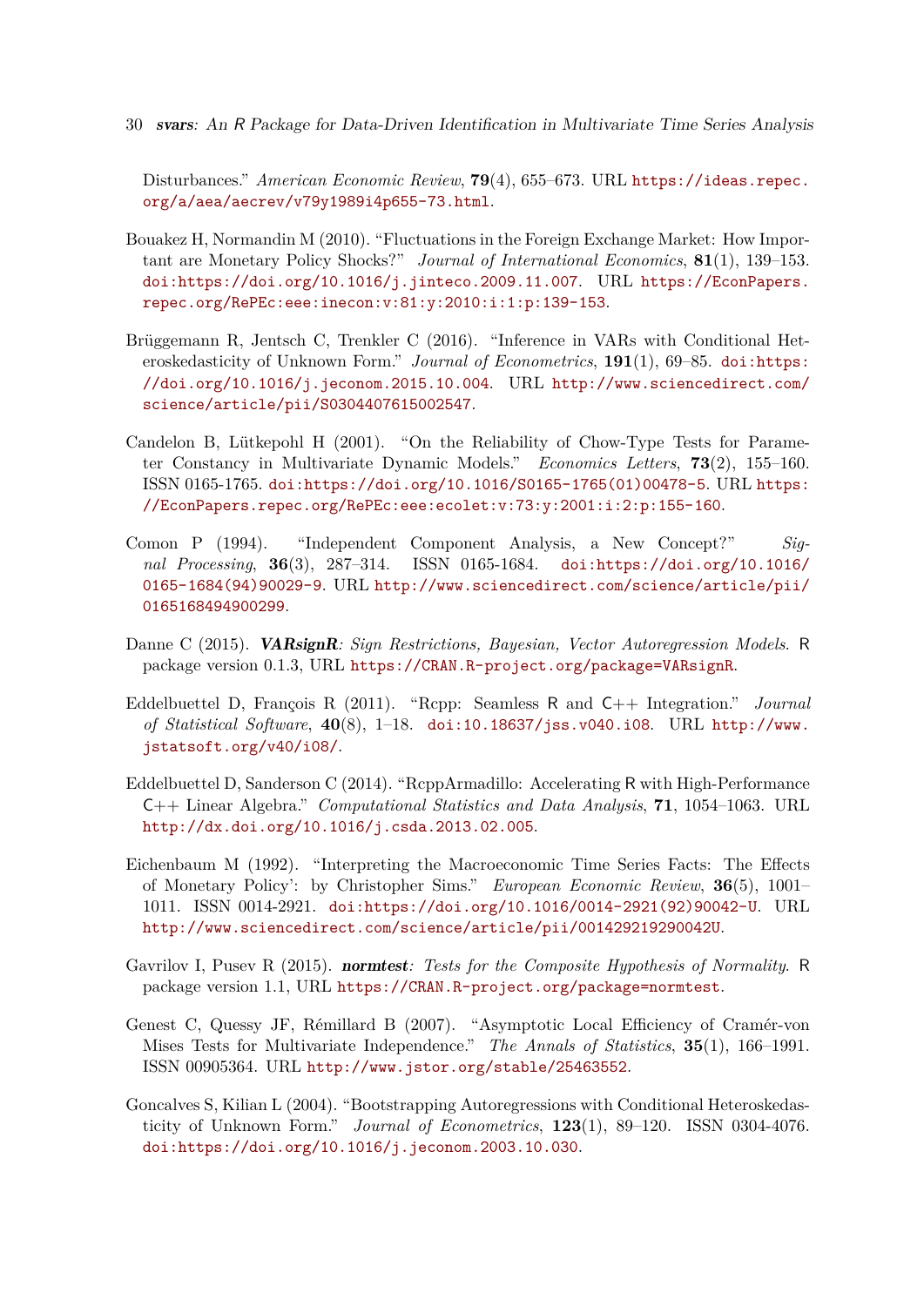Disturbances." *American Economic Review*, **79**(4), 655–673. URL https://ideas.repec.org/a/aea/aecrev/v79y1989i4p655-73.html.

Bouakez H, Normandin M (2010). "Fluctuations in the Foreign Exchange Market: How Important are Monetary Policy Shocks?" *Journal of International Economics*, **81**(1), 139–153. doi:https://doi.org/10.1016/j.jinteco.2009.11.007. URL https://EconPapers.repec.org/RePEc:eee:inecon:v:81:y:2010:i:1:p:139-153.

Brüggemann R, Jentsch C, Trenkler C (2016). "Inference in VARs with Conditional Heteroskedasticity of Unknown Form." *Journal of Econometrics*, **191**(1), 69–85. doi:https://doi.org/10.1016/j.jeconom.2015.10.004. URL http://www.sciencedirect.com/science/article/pii/S0304407615002547.

Candelon B, Lütkepohl H (2001). "On the Reliability of Chow-Type Tests for Parameter Constancy in Multivariate Dynamic Models." *Economics Letters*, **73**(2), 155–160. ISSN 0165-1765. doi:https://doi.org/10.1016/S0165-1765(01)00478-5. URL https://EconPapers.repec.org/RePEc:eee:ecolet:v:73:y:2001:i:2:p:155-160.

Comon P (1994). "Independent Component Analysis, a New Concept?" *Signal Processing*, **36**(3), 287–314. ISSN 0165-1684. doi:https://doi.org/10.1016/0165-1684(94)90029-9. URL http://www.sciencedirect.com/science/article/pii/0165168494900299.

Danne C (2015). ***VARsignR**: Sign Restrictions, Bayesian, Vector Autoregression Models*. R package version 0.1.3, URL https://CRAN.R-project.org/package=VARsignR.

Eddelbuettel D, François R (2011). "Rcpp: Seamless R and C++ Integration." *Journal of Statistical Software*, **40**(8), 1–18. doi:10.18637/jss.v040.i08. URL http://www.jstatsoft.org/v40/i08/.

Eddelbuettel D, Sanderson C (2014). "RcppArmadillo: Accelerating R with High-Performance C++ Linear Algebra." *Computational Statistics and Data Analysis*, **71**, 1054–1063. URL http://dx.doi.org/10.1016/j.csda.2013.02.005.

Eichenbaum M (1992). "Interpreting the Macroeconomic Time Series Facts: The Effects of Monetary Policy': by Christopher Sims." *European Economic Review*, **36**(5), 1001–1011. ISSN 0014-2921. doi:https://doi.org/10.1016/0014-2921(92)90042-U. URL http://www.sciencedirect.com/science/article/pii/001429219290042U.

Gavrilov I, Pusev R (2015). ***normtest**: Tests for the Composite Hypothesis of Normality*. R package version 1.1, URL https://CRAN.R-project.org/package=normtest.

Genest C, Quessy JF, Rémillard B (2007). "Asymptotic Local Efficiency of Cramér-von Mises Tests for Multivariate Independence." *The Annals of Statistics*, **35**(1), 166–1991. ISSN 00905364. URL http://www.jstor.org/stable/25463552.

Goncalves S, Kilian L (2004). "Bootstrapping Autoregressions with Conditional Heteroskedasticity of Unknown Form." *Journal of Econometrics*, **123**(1), 89–120. ISSN 0304-4076. doi:https://doi.org/10.1016/j.jeconom.2003.10.030.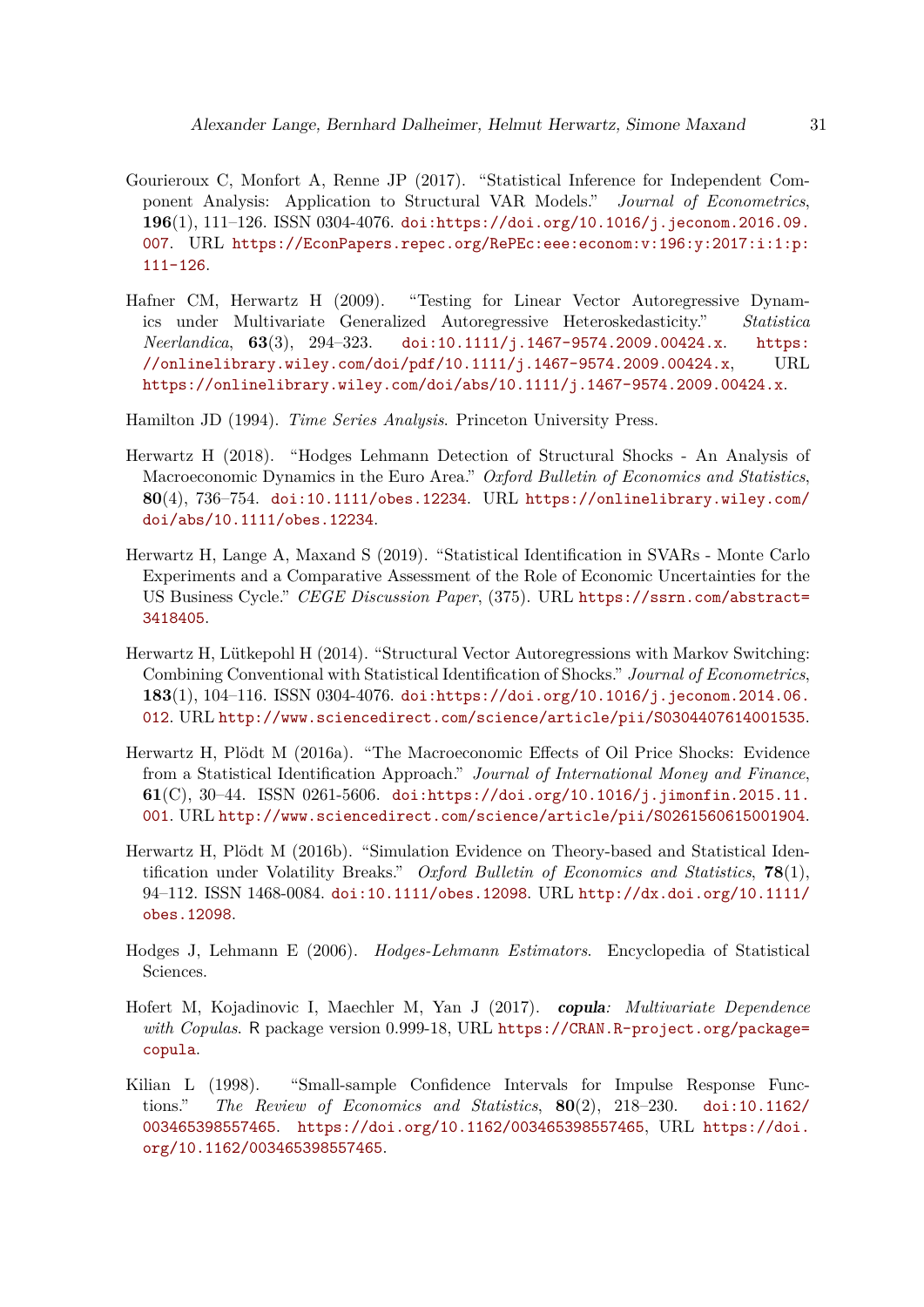Gourieroux C, Monfort A, Renne JP (2017). "Statistical Inference for Independent Component Analysis: Application to Structural VAR Models." *Journal of Econometrics*, **196**(1), 111–126. ISSN 0304-4076. doi:https://doi.org/10.1016/j.jeconom.2016.09.007. URL https://EconPapers.repec.org/RePEc:eee:econom:v:196:y:2017:i:1:p:111-126.

Hafner CM, Herwartz H (2009). "Testing for Linear Vector Autoregressive Dynamics under Multivariate Generalized Autoregressive Heteroskedasticity." *Statistica Neerlandica*, **63**(3), 294–323. doi:10.1111/j.1467-9574.2009.00424.x. https://onlinelibrary.wiley.com/doi/pdf/10.1111/j.1467-9574.2009.00424.x, URL https://onlinelibrary.wiley.com/doi/abs/10.1111/j.1467-9574.2009.00424.x.

Hamilton JD (1994). *Time Series Analysis*. Princeton University Press.

Herwartz H (2018). "Hodges Lehmann Detection of Structural Shocks - An Analysis of Macroeconomic Dynamics in the Euro Area." *Oxford Bulletin of Economics and Statistics*, **80**(4), 736–754. doi:10.1111/obes.12234. URL https://onlinelibrary.wiley.com/doi/abs/10.1111/obes.12234.

Herwartz H, Lange A, Maxand S (2019). "Statistical Identification in SVARs - Monte Carlo Experiments and a Comparative Assessment of the Role of Economic Uncertainties for the US Business Cycle." *CEGE Discussion Paper*, (375). URL https://ssrn.com/abstract=3418405.

Herwartz H, Lütkepohl H (2014). "Structural Vector Autoregressions with Markov Switching: Combining Conventional with Statistical Identification of Shocks." *Journal of Econometrics*, **183**(1), 104–116. ISSN 0304-4076. doi:https://doi.org/10.1016/j.jeconom.2014.06.012. URL http://www.sciencedirect.com/science/article/pii/S0304407614001535.

Herwartz H, Plödt M (2016a). "The Macroeconomic Effects of Oil Price Shocks: Evidence from a Statistical Identification Approach." *Journal of International Money and Finance*, **61**(C), 30–44. ISSN 0261-5606. doi:https://doi.org/10.1016/j.jimonfin.2015.11.001. URL http://www.sciencedirect.com/science/article/pii/S0261560615001904.

Herwartz H, Plödt M (2016b). "Simulation Evidence on Theory-based and Statistical Identification under Volatility Breaks." *Oxford Bulletin of Economics and Statistics*, **78**(1), 94–112. ISSN 1468-0084. doi:10.1111/obes.12098. URL http://dx.doi.org/10.1111/obes.12098.

Hodges J, Lehmann E (2006). *Hodges-Lehmann Estimators*. Encyclopedia of Statistical Sciences.

Hofert M, Kojadinovic I, Maechler M, Yan J (2017). ***copula**: Multivariate Dependence with Copulas*. R package version 0.999-18, URL https://CRAN.R-project.org/package=copula.

Kilian L (1998). "Small-sample Confidence Intervals for Impulse Response Functions." *The Review of Economics and Statistics*, **80**(2), 218–230. doi:10.1162/003465398557465. https://doi.org/10.1162/003465398557465, URL https://doi.org/10.1162/003465398557465.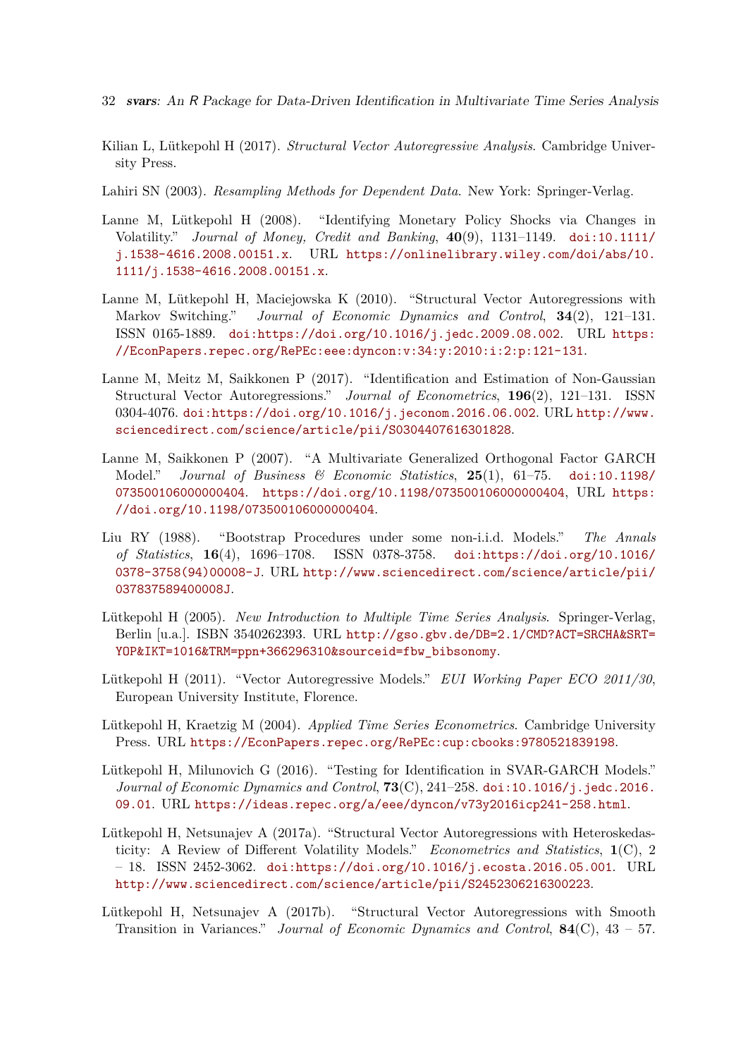Kilian L, Lütkepohl H (2017). *Structural Vector Autoregressive Analysis*. Cambridge University Press.

Lahiri SN (2003). *Resampling Methods for Dependent Data*. New York: Springer-Verlag.

Lanne M, Lütkepohl H (2008). "Identifying Monetary Policy Shocks via Changes in Volatility." *Journal of Money, Credit and Banking*, **40**(9), 1131–1149. doi:10.1111/j.1538-4616.2008.00151.x. URL https://onlinelibrary.wiley.com/doi/abs/10.1111/j.1538-4616.2008.00151.x.

Lanne M, Lütkepohl H, Maciejowska K (2010). "Structural Vector Autoregressions with Markov Switching." *Journal of Economic Dynamics and Control*, **34**(2), 121–131. ISSN 0165-1889. doi:https://doi.org/10.1016/j.jedc.2009.08.002. URL https://EconPapers.repec.org/RePEc:eee:dyncon:v:34:y:2010:i:2:p:121-131.

Lanne M, Meitz M, Saikkonen P (2017). "Identification and Estimation of Non-Gaussian Structural Vector Autoregressions." *Journal of Econometrics*, **196**(2), 121–131. ISSN 0304-4076. doi:https://doi.org/10.1016/j.jeconom.2016.06.002. URL http://www.sciencedirect.com/science/article/pii/S0304407616301828.

Lanne M, Saikkonen P (2007). "A Multivariate Generalized Orthogonal Factor GARCH Model." *Journal of Business & Economic Statistics*, **25**(1), 61–75. doi:10.1198/073500106000000404. https://doi.org/10.1198/073500106000000404, URL https://doi.org/10.1198/073500106000000404.

Liu RY (1988). "Bootstrap Procedures under some non-i.i.d. Models." *The Annals of Statistics*, **16**(4), 1696–1708. ISSN 0378-3758. doi:https://doi.org/10.1016/0378-3758(94)00008-J. URL http://www.sciencedirect.com/science/article/pii/037837589400008J.

Lütkepohl H (2005). *New Introduction to Multiple Time Series Analysis*. Springer-Verlag, Berlin [u.a.]. ISBN 3540262393. URL http://gso.gbv.de/DB=2.1/CMD?ACT=SRCHA&SRT=YOP&IKT=1016&TRM=ppn+366296310&sourceid=fbw_bibsonomy.

Lütkepohl H (2011). "Vector Autoregressive Models." *EUI Working Paper ECO 2011/30*, European University Institute, Florence.

Lütkepohl H, Kraetzig M (2004). *Applied Time Series Econometrics*. Cambridge University Press. URL https://EconPapers.repec.org/RePEc:cup:cbooks:9780521839198.

Lütkepohl H, Milunovich G (2016). "Testing for Identification in SVAR-GARCH Models." *Journal of Economic Dynamics and Control*, **73**(C), 241–258. doi:10.1016/j.jedc.2016.09.01. URL https://ideas.repec.org/a/eee/dyncon/v73y2016icp241-258.html.

Lütkepohl H, Netsunajev A (2017a). "Structural Vector Autoregressions with Heteroskedasticity: A Review of Different Volatility Models." *Econometrics and Statistics*, **1**(C), 2 – 18. ISSN 2452-3062. doi:https://doi.org/10.1016/j.ecosta.2016.05.001. URL http://www.sciencedirect.com/science/article/pii/S2452306216300223.

Lütkepohl H, Netsunajev A (2017b). "Structural Vector Autoregressions with Smooth Transition in Variances." *Journal of Economic Dynamics and Control*, **84**(C), 43 – 57.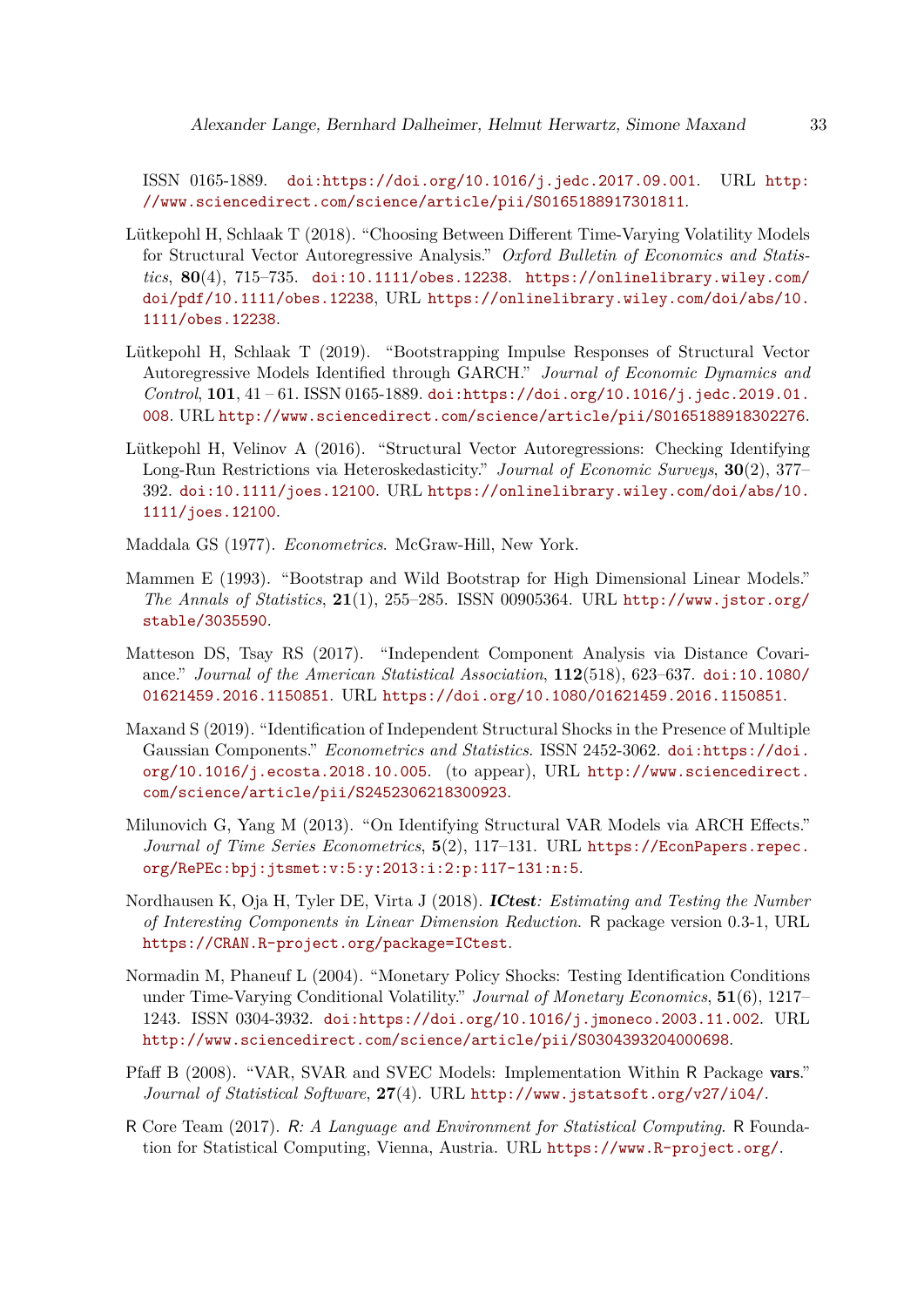ISSN 0165-1889. doi:https://doi.org/10.1016/j.jedc.2017.09.001. URL http://www.sciencedirect.com/science/article/pii/S0165188917301811.

Lütkepohl H, Schlaak T (2018). "Choosing Between Different Time-Varying Volatility Models for Structural Vector Autoregressive Analysis." *Oxford Bulletin of Economics and Statistics*, **80**(4), 715–735. doi:10.1111/obes.12238. https://onlinelibrary.wiley.com/doi/pdf/10.1111/obes.12238, URL https://onlinelibrary.wiley.com/doi/abs/10.1111/obes.12238.

Lütkepohl H, Schlaak T (2019). "Bootstrapping Impulse Responses of Structural Vector Autoregressive Models Identified through GARCH." *Journal of Economic Dynamics and Control*, **101**, 41 – 61. ISSN 0165-1889. doi:https://doi.org/10.1016/j.jedc.2019.01.008. URL http://www.sciencedirect.com/science/article/pii/S0165188918302276.

Lütkepohl H, Velinov A (2016). "Structural Vector Autoregressions: Checking Identifying Long-Run Restrictions via Heteroskedasticity." *Journal of Economic Surveys*, **30**(2), 377–392. doi:10.1111/joes.12100. URL https://onlinelibrary.wiley.com/doi/abs/10.1111/joes.12100.

Maddala GS (1977). *Econometrics*. McGraw-Hill, New York.

Mammen E (1993). "Bootstrap and Wild Bootstrap for High Dimensional Linear Models." *The Annals of Statistics*, **21**(1), 255–285. ISSN 00905364. URL http://www.jstor.org/stable/3035590.

Matteson DS, Tsay RS (2017). "Independent Component Analysis via Distance Covariance." *Journal of the American Statistical Association*, **112**(518), 623–637. doi:10.1080/01621459.2016.1150851. URL https://doi.org/10.1080/01621459.2016.1150851.

Maxand S (2019). "Identification of Independent Structural Shocks in the Presence of Multiple Gaussian Components." *Econometrics and Statistics*. ISSN 2452-3062. doi:https://doi.org/10.1016/j.ecosta.2018.10.005. (to appear), URL http://www.sciencedirect.com/science/article/pii/S2452306218300923.

Milunovich G, Yang M (2013). "On Identifying Structural VAR Models via ARCH Effects." *Journal of Time Series Econometrics*, **5**(2), 117–131. URL https://EconPapers.repec.org/RePEc:bpj:jtsmet:v:5:y:2013:i:2:p:117-131:n:5.

Nordhausen K, Oja H, Tyler DE, Virta J (2018). ***ICtest**: Estimating and Testing the Number of Interesting Components in Linear Dimension Reduction*. R package version 0.3-1, URL https://CRAN.R-project.org/package=ICtest.

Normadin M, Phaneuf L (2004). "Monetary Policy Shocks: Testing Identification Conditions under Time-Varying Conditional Volatility." *Journal of Monetary Economics*, **51**(6), 1217–1243. ISSN 0304-3932. doi:https://doi.org/10.1016/j.jmoneco.2003.11.002. URL http://www.sciencedirect.com/science/article/pii/S0304393204000698.

Pfaff B (2008). "VAR, SVAR and SVEC Models: Implementation Within R Package **vars**." *Journal of Statistical Software*, **27**(4). URL http://www.jstatsoft.org/v27/i04/.

R Core Team (2017). *R: A Language and Environment for Statistical Computing*. R Foundation for Statistical Computing, Vienna, Austria. URL https://www.R-project.org/.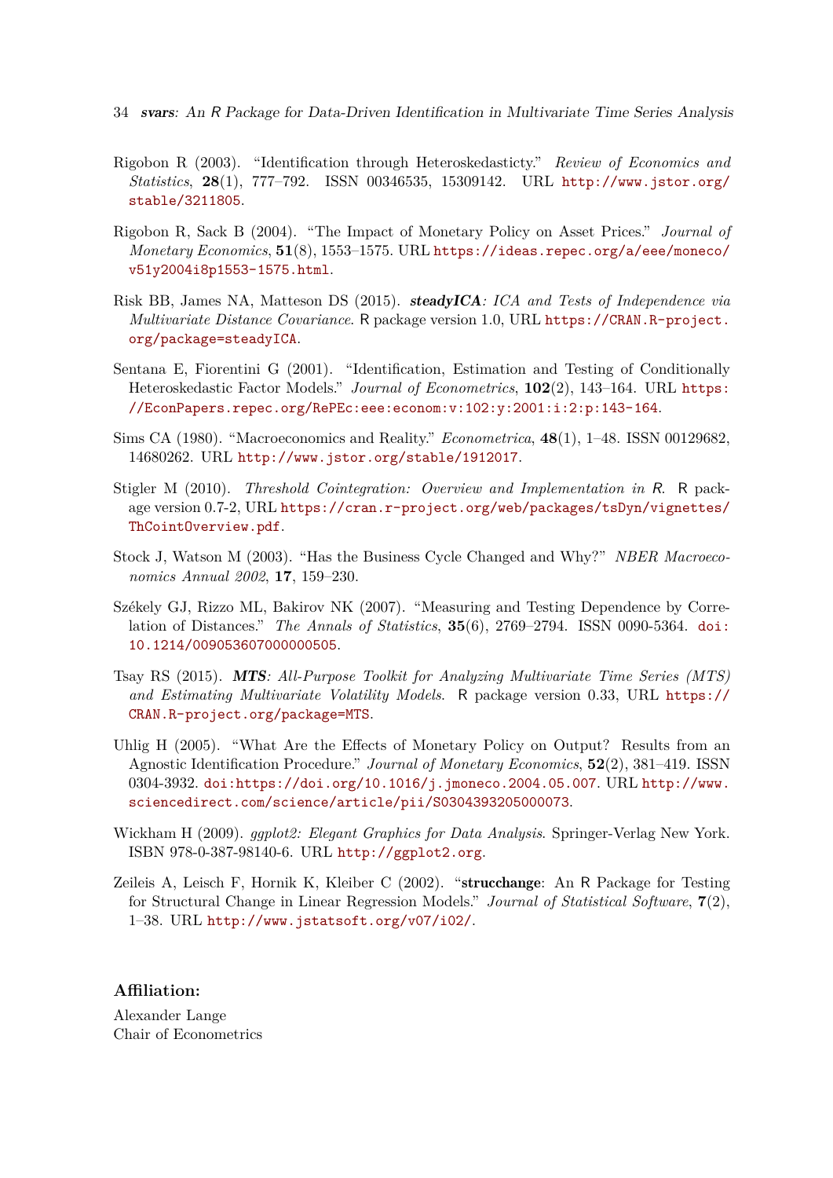Rigobon R (2003). "Identification through Heteroskedasticty." *Review of Economics and Statistics*, **28**(1), 777–792. ISSN 00346535, 15309142. URL http://www.jstor.org/stable/3211805.

Rigobon R, Sack B (2004). "The Impact of Monetary Policy on Asset Prices." *Journal of Monetary Economics*, **51**(8), 1553–1575. URL https://ideas.repec.org/a/eee/moneco/v51y2004i8p1553-1575.html.

Risk BB, James NA, Matteson DS (2015). ***steadyICA**: ICA and Tests of Independence via Multivariate Distance Covariance*. R package version 1.0, URL https://CRAN.R-project.org/package=steadyICA.

Sentana E, Fiorentini G (2001). "Identification, Estimation and Testing of Conditionally Heteroskedastic Factor Models." *Journal of Econometrics*, **102**(2), 143–164. URL https://EconPapers.repec.org/RePEc:eee:econom:v:102:y:2001:i:2:p:143-164.

Sims CA (1980). "Macroeconomics and Reality." *Econometrica*, **48**(1), 1–48. ISSN 00129682, 14680262. URL http://www.jstor.org/stable/1912017.

Stigler M (2010). *Threshold Cointegration: Overview and Implementation in R*. R package version 0.7-2, URL https://cran.r-project.org/web/packages/tsDyn/vignettes/ThCointOverview.pdf.

Stock J, Watson M (2003). "Has the Business Cycle Changed and Why?" *NBER Macroeconomics Annual 2002*, **17**, 159–230.

Székely GJ, Rizzo ML, Bakirov NK (2007). "Measuring and Testing Dependence by Correlation of Distances." *The Annals of Statistics*, **35**(6), 2769–2794. ISSN 0090-5364. doi:10.1214/009053607000000505.

Tsay RS (2015). ***MTS**: All-Purpose Toolkit for Analyzing Multivariate Time Series (MTS) and Estimating Multivariate Volatility Models*. R package version 0.33, URL https://CRAN.R-project.org/package=MTS.

Uhlig H (2005). "What Are the Effects of Monetary Policy on Output? Results from an Agnostic Identification Procedure." *Journal of Monetary Economics*, **52**(2), 381–419. ISSN 0304-3932. doi:https://doi.org/10.1016/j.jmoneco.2004.05.007. URL http://www.sciencedirect.com/science/article/pii/S0304393205000073.

Wickham H (2009). *ggplot2: Elegant Graphics for Data Analysis*. Springer-Verlag New York. ISBN 978-0-387-98140-6. URL http://ggplot2.org.

Zeileis A, Leisch F, Hornik K, Kleiber C (2002). "**strucchange**: An R Package for Testing for Structural Change in Linear Regression Models." *Journal of Statistical Software*, **7**(2), 1–38. URL http://www.jstatsoft.org/v07/i02/.

**Affiliation:**

Alexander Lange
Chair of Econometrics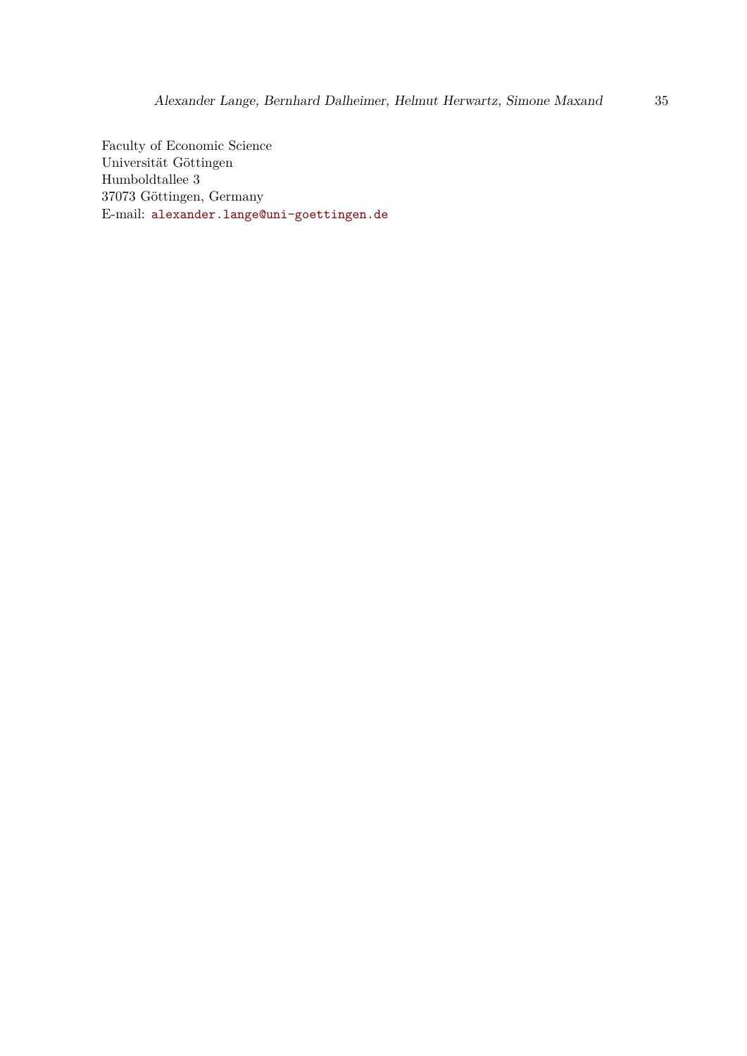Faculty of Economic Science
Universität Göttingen
Humboldtallee 3
37073 Göttingen, Germany
E-mail: alexander.lange@uni-goettingen.de